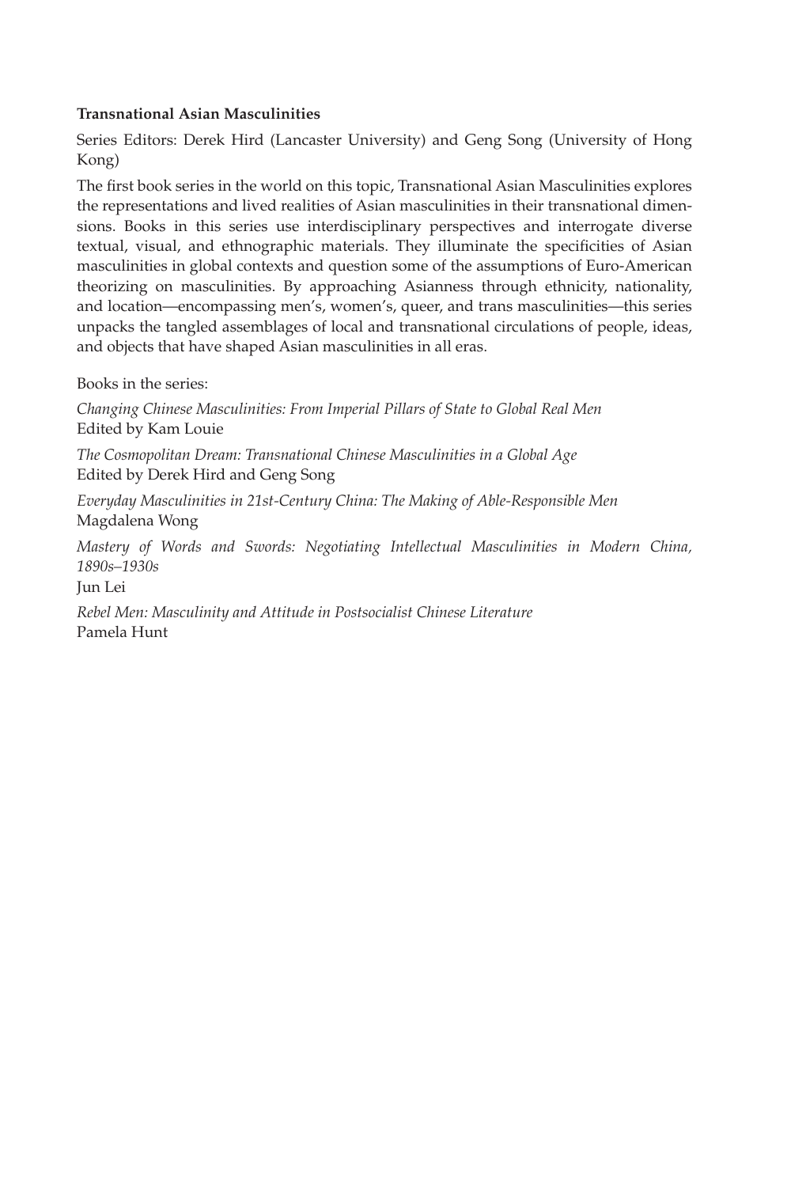**Transnational Asian Masculinities**

Series Editors: Derek Hird (Lancaster University) and Geng Song (University of Hong Kong)

The first book series in the world on this topic, Transnational Asian Masculinities explores the representations and lived realities of Asian masculinities in their transnational dimensions. Books in this series use interdisciplinary perspectives and interrogate diverse textual, visual, and ethnographic materials. They illuminate the specificities of Asian masculinities in global contexts and question some of the assumptions of Euro-American theorizing on masculinities. By approaching Asianness through ethnicity, nationality, and location—encompassing men's, women's, queer, and trans masculinities—this series unpacks the tangled assemblages of local and transnational circulations of people, ideas, and objects that have shaped Asian masculinities in all eras.

Books in the series:

*Changing Chinese Masculinities: From Imperial Pillars of State to Global Real Men*
Edited by Kam Louie

*The Cosmopolitan Dream: Transnational Chinese Masculinities in a Global Age*
Edited by Derek Hird and Geng Song

*Everyday Masculinities in 21st-Century China: The Making of Able-Responsible Men*
Magdalena Wong

*Mastery of Words and Swords: Negotiating Intellectual Masculinities in Modern China, 1890s–1930s*
Jun Lei

*Rebel Men: Masculinity and Attitude in Postsocialist Chinese Literature*
Pamela Hunt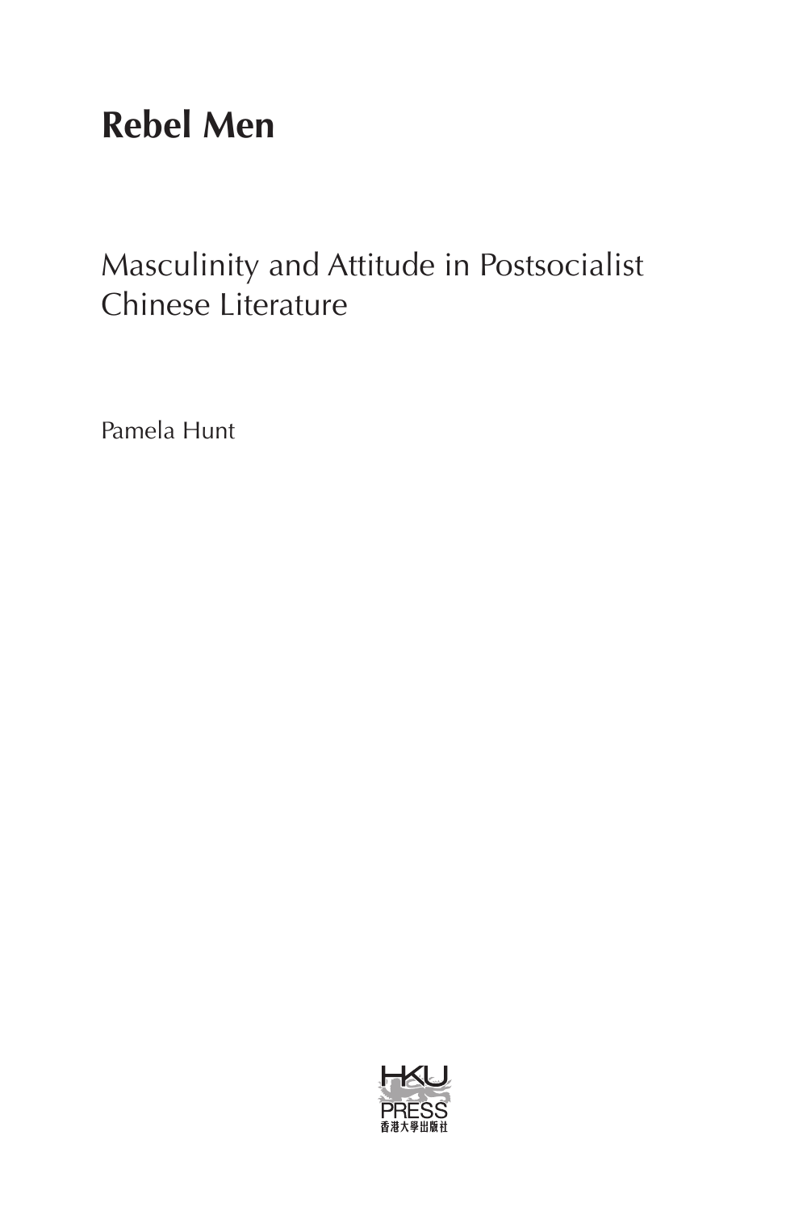# Rebel Men

## Masculinity and Attitude in Postsocialist Chinese Literature

Pamela Hunt

HKU PRESS
香港大學出版社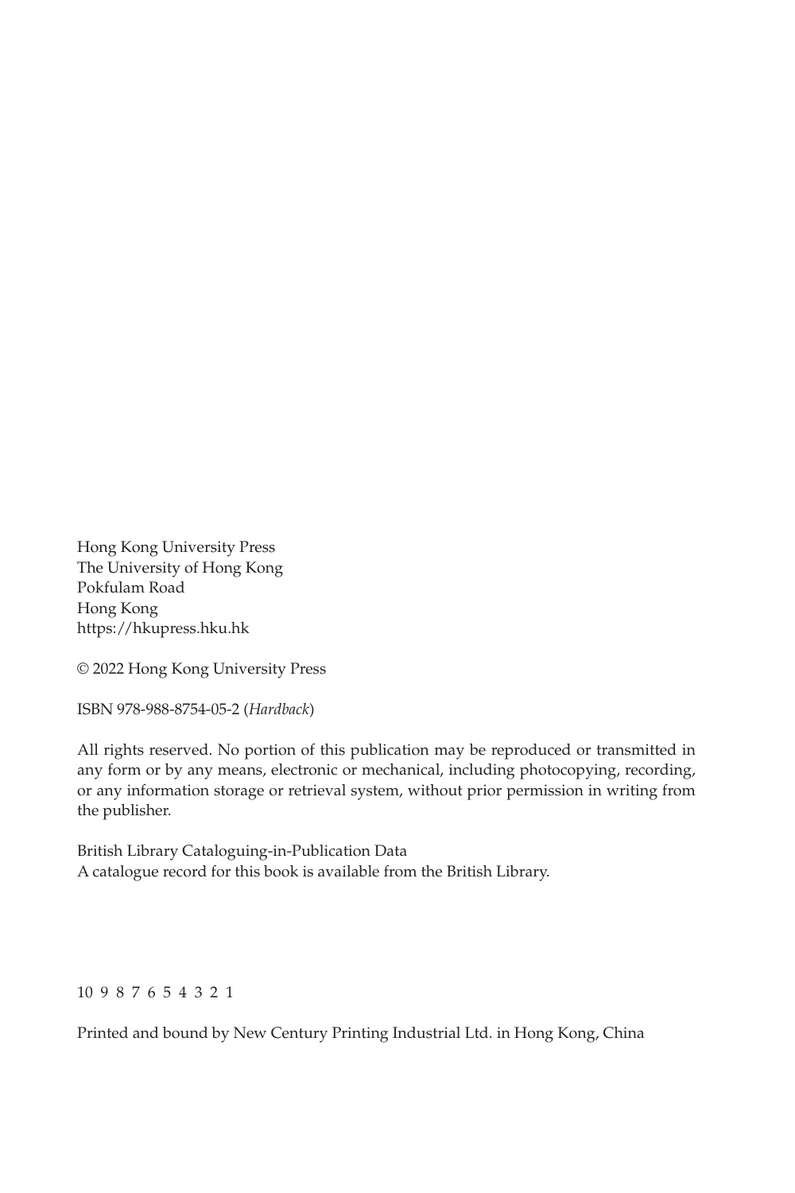Hong Kong University Press
The University of Hong Kong
Pokfulam Road
Hong Kong
https://hkupress.hku.hk

© 2022 Hong Kong University Press

ISBN 978-988-8754-05-2 (*Hardback*)

All rights reserved. No portion of this publication may be reproduced or transmitted in any form or by any means, electronic or mechanical, including photocopying, recording, or any information storage or retrieval system, without prior permission in writing from the publisher.

British Library Cataloguing-in-Publication Data
A catalogue record for this book is available from the British Library.

10 9 8 7 6 5 4 3 2 1

Printed and bound by New Century Printing Industrial Ltd. in Hong Kong, China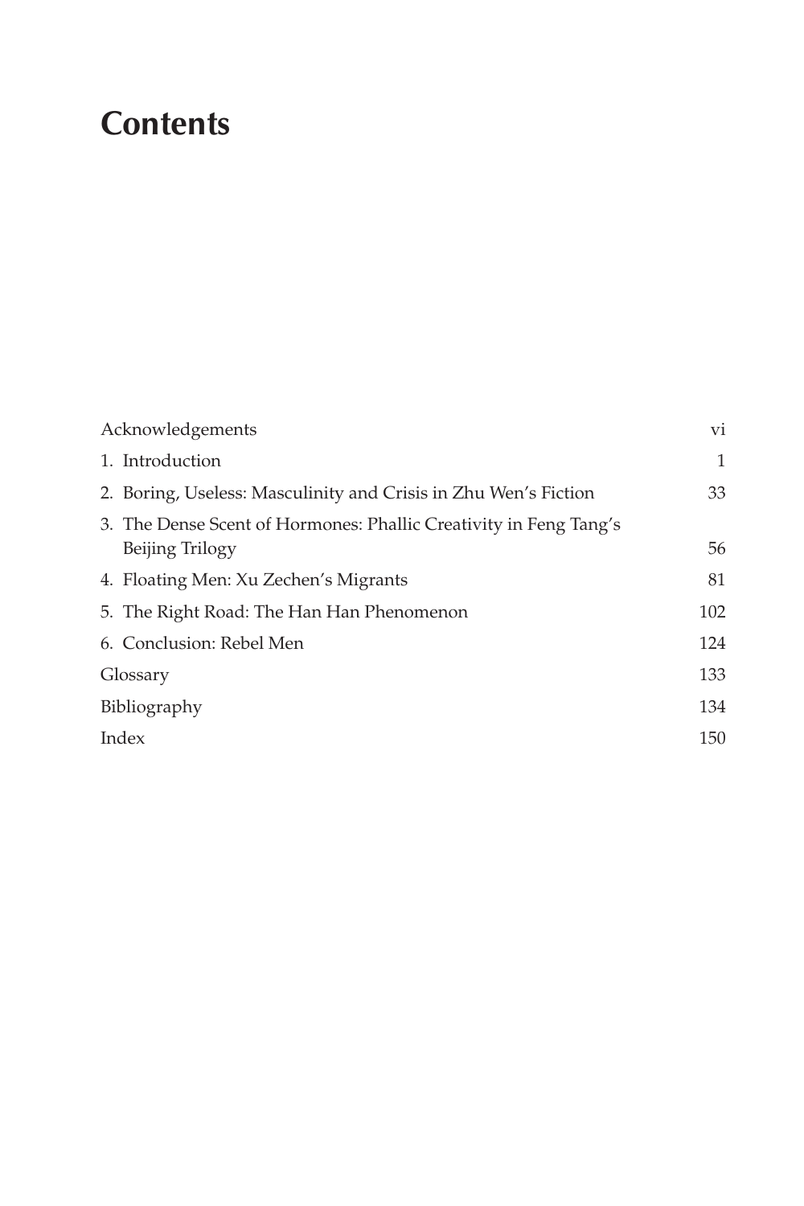# Contents

| | |
|---|---|
| Acknowledgements | vi |
| 1. Introduction | 1 |
| 2. Boring, Useless: Masculinity and Crisis in Zhu Wen's Fiction | 33 |
| 3. The Dense Scent of Hormones: Phallic Creativity in Feng Tang's Beijing Trilogy | 56 |
| 4. Floating Men: Xu Zechen's Migrants | 81 |
| 5. The Right Road: The Han Han Phenomenon | 102 |
| 6. Conclusion: Rebel Men | 124 |
| Glossary | 133 |
| Bibliography | 134 |
| Index | 150 |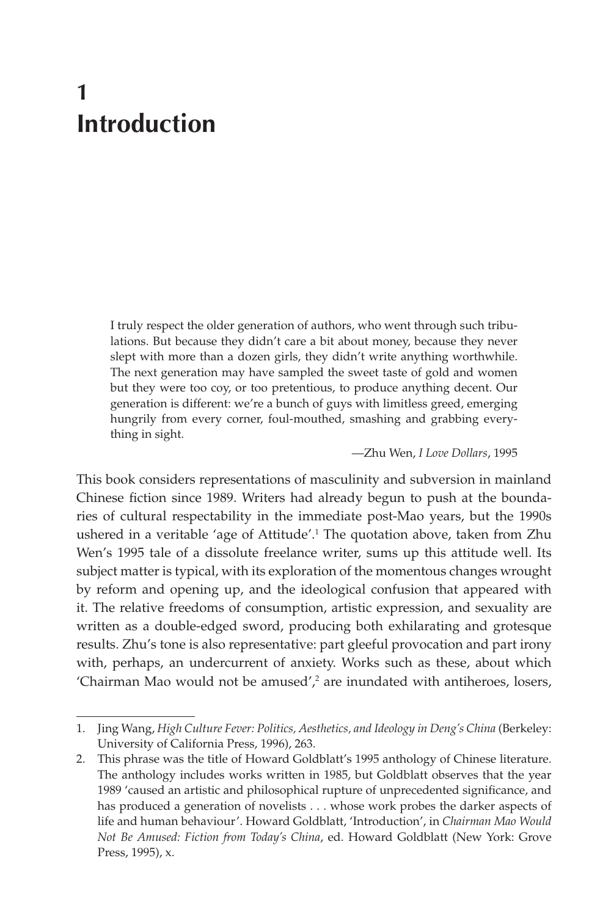# 1 Introduction

> I truly respect the older generation of authors, who went through such tribulations. But because they didn't care a bit about money, because they never slept with more than a dozen girls, they didn't write anything worthwhile. The next generation may have sampled the sweet taste of gold and women but they were too coy, or too pretentious, to produce anything decent. Our generation is different: we're a bunch of guys with limitless greed, emerging hungrily from every corner, foul-mouthed, smashing and grabbing everything in sight.
>
> —Zhu Wen, *I Love Dollars*, 1995

This book considers representations of masculinity and subversion in mainland Chinese fiction since 1989. Writers had already begun to push at the boundaries of cultural respectability in the immediate post-Mao years, but the 1990s ushered in a veritable 'age of Attitude'.[1] The quotation above, taken from Zhu Wen's 1995 tale of a dissolute freelance writer, sums up this attitude well. Its subject matter is typical, with its exploration of the momentous changes wrought by reform and opening up, and the ideological confusion that appeared with it. The relative freedoms of consumption, artistic expression, and sexuality are written as a double-edged sword, producing both exhilarating and grotesque results. Zhu's tone is also representative: part gleeful provocation and part irony with, perhaps, an undercurrent of anxiety. Works such as these, about which 'Chairman Mao would not be amused',[2] are inundated with antiheroes, losers,

---

1. Jing Wang, *High Culture Fever: Politics, Aesthetics, and Ideology in Deng's China* (Berkeley: University of California Press, 1996), 263.
2. This phrase was the title of Howard Goldblatt's 1995 anthology of Chinese literature. The anthology includes works written in 1985, but Goldblatt observes that the year 1989 'caused an artistic and philosophical rupture of unprecedented significance, and has produced a generation of novelists . . . whose work probes the darker aspects of life and human behaviour'. Howard Goldblatt, 'Introduction', in *Chairman Mao Would Not Be Amused: Fiction from Today's China*, ed. Howard Goldblatt (New York: Grove Press, 1995), x.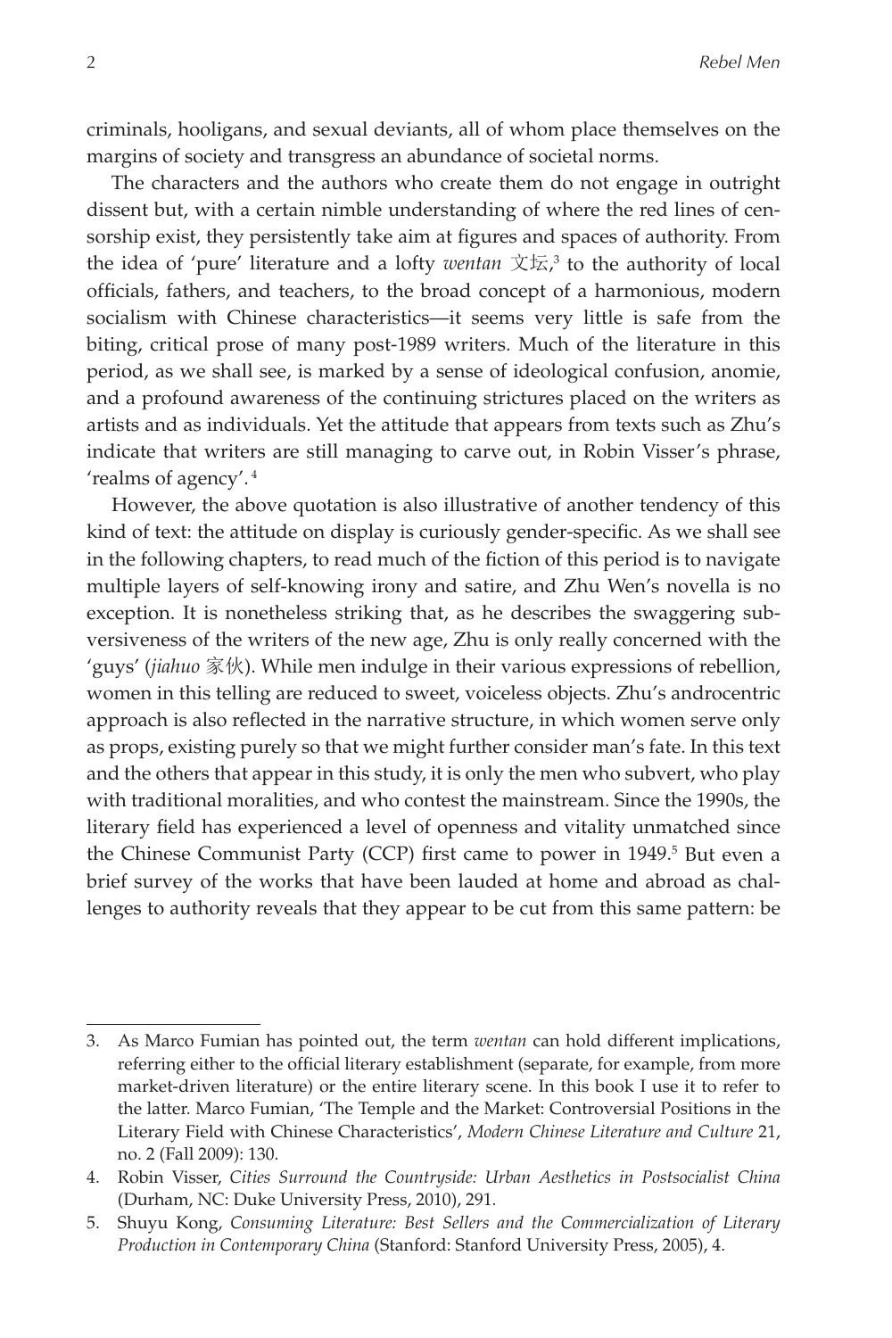criminals, hooligans, and sexual deviants, all of whom place themselves on the margins of society and transgress an abundance of societal norms.

The characters and the authors who create them do not engage in outright dissent but, with a certain nimble understanding of where the red lines of censorship exist, they persistently take aim at figures and spaces of authority. From the idea of 'pure' literature and a lofty *wentan* 文坛,[3] to the authority of local officials, fathers, and teachers, to the broad concept of a harmonious, modern socialism with Chinese characteristics—it seems very little is safe from the biting, critical prose of many post-1989 writers. Much of the literature in this period, as we shall see, is marked by a sense of ideological confusion, anomie, and a profound awareness of the continuing strictures placed on the writers as artists and as individuals. Yet the attitude that appears from texts such as Zhu's indicate that writers are still managing to carve out, in Robin Visser's phrase, 'realms of agency'.[4]

However, the above quotation is also illustrative of another tendency of this kind of text: the attitude on display is curiously gender-specific. As we shall see in the following chapters, to read much of the fiction of this period is to navigate multiple layers of self-knowing irony and satire, and Zhu Wen's novella is no exception. It is nonetheless striking that, as he describes the swaggering subversiveness of the writers of the new age, Zhu is only really concerned with the 'guys' (*jiahuo* 家伙). While men indulge in their various expressions of rebellion, women in this telling are reduced to sweet, voiceless objects. Zhu's androcentric approach is also reflected in the narrative structure, in which women serve only as props, existing purely so that we might further consider man's fate. In this text and the others that appear in this study, it is only the men who subvert, who play with traditional moralities, and who contest the mainstream. Since the 1990s, the literary field has experienced a level of openness and vitality unmatched since the Chinese Communist Party (CCP) first came to power in 1949.[5] But even a brief survey of the works that have been lauded at home and abroad as challenges to authority reveals that they appear to be cut from this same pattern: be

---

3. As Marco Fumian has pointed out, the term *wentan* can hold different implications, referring either to the official literary establishment (separate, for example, from more market-driven literature) or the entire literary scene. In this book I use it to refer to the latter. Marco Fumian, 'The Temple and the Market: Controversial Positions in the Literary Field with Chinese Characteristics', *Modern Chinese Literature and Culture* 21, no. 2 (Fall 2009): 130.

4. Robin Visser, *Cities Surround the Countryside: Urban Aesthetics in Postsocialist China* (Durham, NC: Duke University Press, 2010), 291.

5. Shuyu Kong, *Consuming Literature: Best Sellers and the Commercialization of Literary Production in Contemporary China* (Stanford: Stanford University Press, 2005), 4.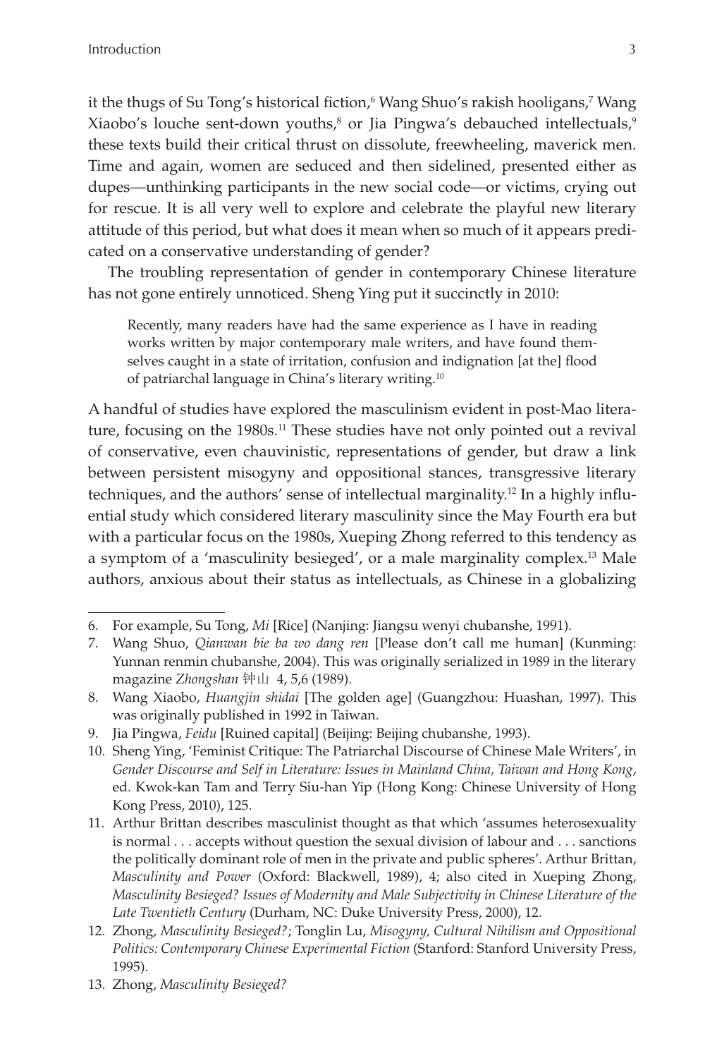it the thugs of Su Tong's historical fiction,[6] Wang Shuo's rakish hooligans,[7] Wang Xiaobo's louche sent-down youths,[8] or Jia Pingwa's debauched intellectuals,[9] these texts build their critical thrust on dissolute, freewheeling, maverick men. Time and again, women are seduced and then sidelined, presented either as dupes—unthinking participants in the new social code—or victims, crying out for rescue. It is all very well to explore and celebrate the playful new literary attitude of this period, but what does it mean when so much of it appears predicated on a conservative understanding of gender?

The troubling representation of gender in contemporary Chinese literature has not gone entirely unnoticed. Sheng Ying put it succinctly in 2010:

> Recently, many readers have had the same experience as I have in reading works written by major contemporary male writers, and have found themselves caught in a state of irritation, confusion and indignation [at the] flood of patriarchal language in China's literary writing.[10]

A handful of studies have explored the masculinism evident in post-Mao literature, focusing on the 1980s.[11] These studies have not only pointed out a revival of conservative, even chauvinistic, representations of gender, but draw a link between persistent misogyny and oppositional stances, transgressive literary techniques, and the authors' sense of intellectual marginality.[12] In a highly influential study which considered literary masculinity since the May Fourth era but with a particular focus on the 1980s, Xueping Zhong referred to this tendency as a symptom of a 'masculinity besieged', or a male marginality complex.[13] Male authors, anxious about their status as intellectuals, as Chinese in a globalizing

---

6. For example, Su Tong, *Mi* [Rice] (Nanjing: Jiangsu wenyi chubanshe, 1991).
7. Wang Shuo, *Qianwan bie ba wo dang ren* [Please don't call me human] (Kunming: Yunnan renmin chubanshe, 2004). This was originally serialized in 1989 in the literary magazine *Zhongshan* 钟山 4, 5,6 (1989).
8. Wang Xiaobo, *Huangjin shidai* [The golden age] (Guangzhou: Huashan, 1997). This was originally published in 1992 in Taiwan.
9. Jia Pingwa, *Feidu* [Ruined capital] (Beijing: Beijing chubanshe, 1993).
10. Sheng Ying, 'Feminist Critique: The Patriarchal Discourse of Chinese Male Writers', in *Gender Discourse and Self in Literature: Issues in Mainland China, Taiwan and Hong Kong*, ed. Kwok-kan Tam and Terry Siu-han Yip (Hong Kong: Chinese University of Hong Kong Press, 2010), 125.
11. Arthur Brittan describes masculinist thought as that which 'assumes heterosexuality is normal . . . accepts without question the sexual division of labour and . . . sanctions the politically dominant role of men in the private and public spheres'. Arthur Brittan, *Masculinity and Power* (Oxford: Blackwell, 1989), 4; also cited in Xueping Zhong, *Masculinity Besieged? Issues of Modernity and Male Subjectivity in Chinese Literature of the Late Twentieth Century* (Durham, NC: Duke University Press, 2000), 12.
12. Zhong, *Masculinity Besieged?*; Tonglin Lu, *Misogyny, Cultural Nihilism and Oppositional Politics: Contemporary Chinese Experimental Fiction* (Stanford: Stanford University Press, 1995).
13. Zhong, *Masculinity Besieged?*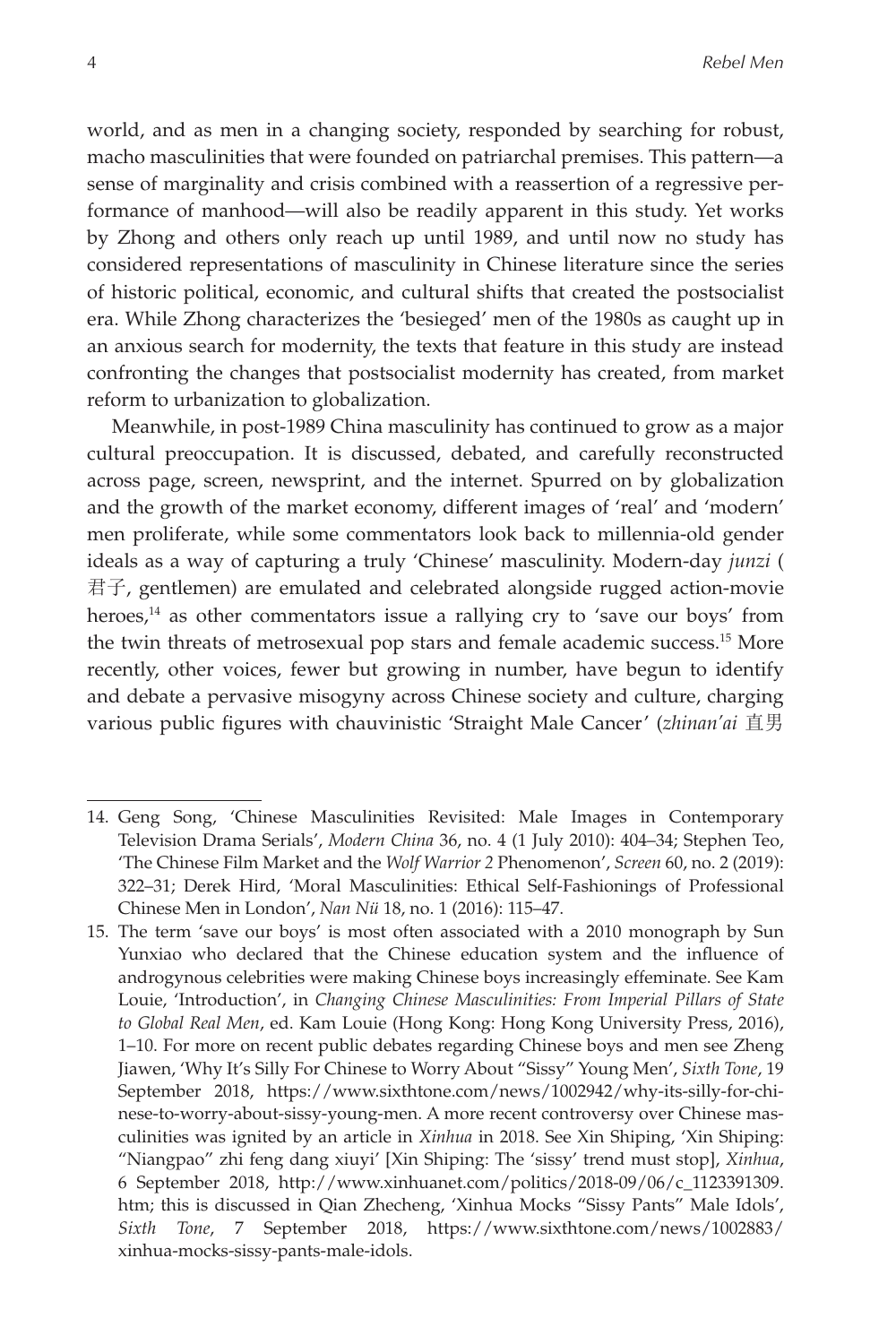world, and as men in a changing society, responded by searching for robust, macho masculinities that were founded on patriarchal premises. This pattern—a sense of marginality and crisis combined with a reassertion of a regressive performance of manhood—will also be readily apparent in this study. Yet works by Zhong and others only reach up until 1989, and until now no study has considered representations of masculinity in Chinese literature since the series of historic political, economic, and cultural shifts that created the postsocialist era. While Zhong characterizes the 'besieged' men of the 1980s as caught up in an anxious search for modernity, the texts that feature in this study are instead confronting the changes that postsocialist modernity has created, from market reform to urbanization to globalization.

Meanwhile, in post-1989 China masculinity has continued to grow as a major cultural preoccupation. It is discussed, debated, and carefully reconstructed across page, screen, newsprint, and the internet. Spurred on by globalization and the growth of the market economy, different images of 'real' and 'modern' men proliferate, while some commentators look back to millennia-old gender ideals as a way of capturing a truly 'Chinese' masculinity. Modern-day *junzi* (君子, gentlemen) are emulated and celebrated alongside rugged action-movie heroes,[14] as other commentators issue a rallying cry to 'save our boys' from the twin threats of metrosexual pop stars and female academic success.[15] More recently, other voices, fewer but growing in number, have begun to identify and debate a pervasive misogyny across Chinese society and culture, charging various public figures with chauvinistic 'Straight Male Cancer' (*zhinan'ai* 直男

---

14. Geng Song, 'Chinese Masculinities Revisited: Male Images in Contemporary Television Drama Serials', *Modern China* 36, no. 4 (1 July 2010): 404–34; Stephen Teo, 'The Chinese Film Market and the *Wolf Warrior 2* Phenomenon', *Screen* 60, no. 2 (2019): 322–31; Derek Hird, 'Moral Masculinities: Ethical Self-Fashionings of Professional Chinese Men in London', *Nan Nü* 18, no. 1 (2016): 115–47.

15. The term 'save our boys' is most often associated with a 2010 monograph by Sun Yunxiao who declared that the Chinese education system and the influence of androgynous celebrities were making Chinese boys increasingly effeminate. See Kam Louie, 'Introduction', in *Changing Chinese Masculinities: From Imperial Pillars of State to Global Real Men*, ed. Kam Louie (Hong Kong: Hong Kong University Press, 2016), 1–10. For more on recent public debates regarding Chinese boys and men see Zheng Jiawen, 'Why It's Silly For Chinese to Worry About "Sissy" Young Men', *Sixth Tone*, 19 September 2018, https://www.sixthtone.com/news/1002942/why-its-silly-for-chinese-to-worry-about-sissy-young-men. A more recent controversy over Chinese masculinities was ignited by an article in *Xinhua* in 2018. See Xin Shiping, 'Xin Shiping: "Niangpao" zhi feng dang xiuyi' [Xin Shiping: The 'sissy' trend must stop], *Xinhua*, 6 September 2018, http://www.xinhuanet.com/politics/2018-09/06/c_1123391309.htm; this is discussed in Qian Zhecheng, 'Xinhua Mocks "Sissy Pants" Male Idols', *Sixth Tone*, 7 September 2018, https://www.sixthtone.com/news/1002883/xinhua-mocks-sissy-pants-male-idols.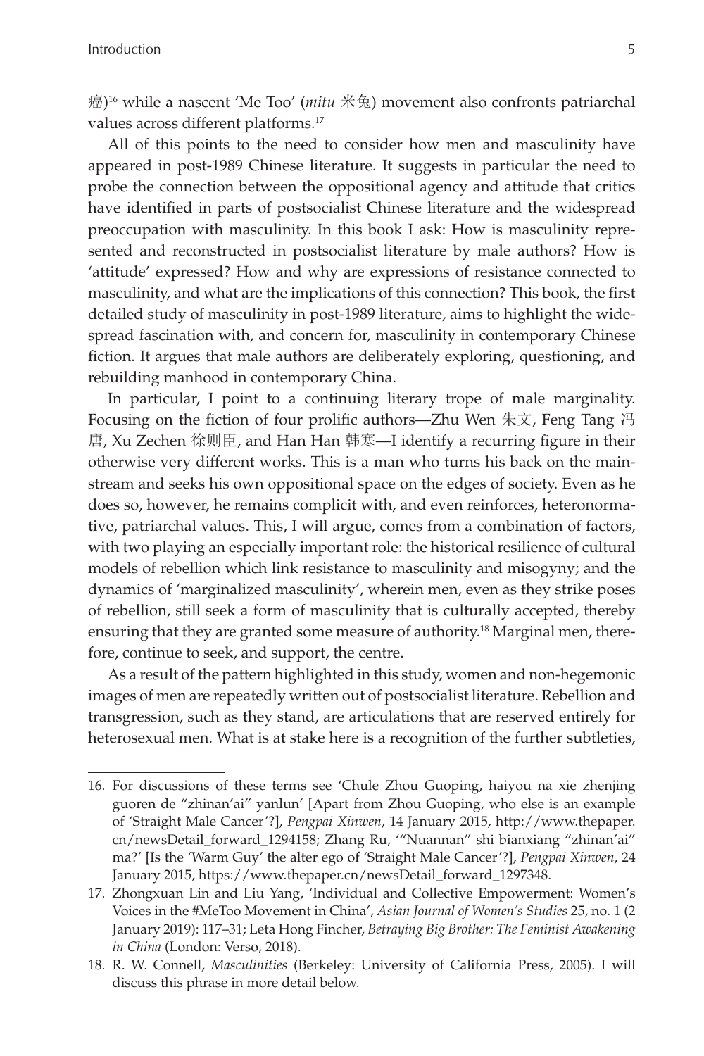癌)[16] while a nascent 'Me Too' (*mitu* 米兔) movement also confronts patriarchal values across different platforms.[17]

All of this points to the need to consider how men and masculinity have appeared in post-1989 Chinese literature. It suggests in particular the need to probe the connection between the oppositional agency and attitude that critics have identified in parts of postsocialist Chinese literature and the widespread preoccupation with masculinity. In this book I ask: How is masculinity represented and reconstructed in postsocialist literature by male authors? How is 'attitude' expressed? How and why are expressions of resistance connected to masculinity, and what are the implications of this connection? This book, the first detailed study of masculinity in post-1989 literature, aims to highlight the widespread fascination with, and concern for, masculinity in contemporary Chinese fiction. It argues that male authors are deliberately exploring, questioning, and rebuilding manhood in contemporary China.

In particular, I point to a continuing literary trope of male marginality. Focusing on the fiction of four prolific authors—Zhu Wen 朱文, Feng Tang 冯唐, Xu Zechen 徐则臣, and Han Han 韩寒—I identify a recurring figure in their otherwise very different works. This is a man who turns his back on the mainstream and seeks his own oppositional space on the edges of society. Even as he does so, however, he remains complicit with, and even reinforces, heteronormative, patriarchal values. This, I will argue, comes from a combination of factors, with two playing an especially important role: the historical resilience of cultural models of rebellion which link resistance to masculinity and misogyny; and the dynamics of 'marginalized masculinity', wherein men, even as they strike poses of rebellion, still seek a form of masculinity that is culturally accepted, thereby ensuring that they are granted some measure of authority.[18] Marginal men, therefore, continue to seek, and support, the centre.

As a result of the pattern highlighted in this study, women and non-hegemonic images of men are repeatedly written out of postsocialist literature. Rebellion and transgression, such as they stand, are articulations that are reserved entirely for heterosexual men. What is at stake here is a recognition of the further subtleties,

---

16. For discussions of these terms see 'Chule Zhou Guoping, haiyou na xie zhenjing guoren de "zhinan'ai" yanlun' [Apart from Zhou Guoping, who else is an example of 'Straight Male Cancer'?], *Pengpai Xinwen*, 14 January 2015, http://www.thepaper.cn/newsDetail_forward_1294158; Zhang Ru, '"Nuannan" shi bianxiang "zhinan'ai" ma?' [Is the 'Warm Guy' the alter ego of 'Straight Male Cancer'?], *Pengpai Xinwen*, 24 January 2015, https://www.thepaper.cn/newsDetail_forward_1297348.

17. Zhongxuan Lin and Liu Yang, 'Individual and Collective Empowerment: Women's Voices in the #MeToo Movement in China', *Asian Journal of Women's Studies* 25, no. 1 (2 January 2019): 117–31; Leta Hong Fincher, *Betraying Big Brother: The Feminist Awakening in China* (London: Verso, 2018).

18. R. W. Connell, *Masculinities* (Berkeley: University of California Press, 2005). I will discuss this phrase in more detail below.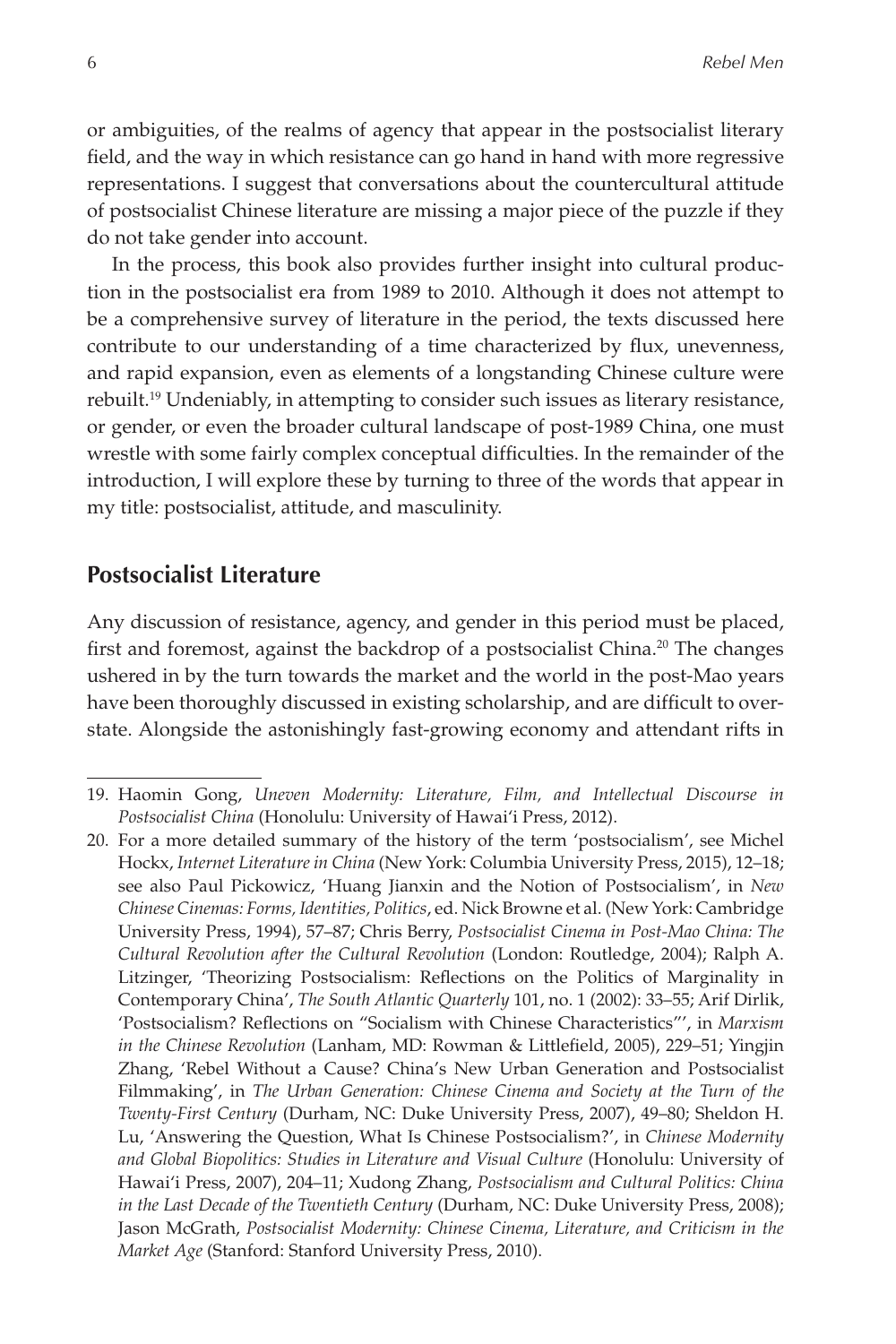or ambiguities, of the realms of agency that appear in the postsocialist literary field, and the way in which resistance can go hand in hand with more regressive representations. I suggest that conversations about the countercultural attitude of postsocialist Chinese literature are missing a major piece of the puzzle if they do not take gender into account.

In the process, this book also provides further insight into cultural production in the postsocialist era from 1989 to 2010. Although it does not attempt to be a comprehensive survey of literature in the period, the texts discussed here contribute to our understanding of a time characterized by flux, unevenness, and rapid expansion, even as elements of a longstanding Chinese culture were rebuilt.[19] Undeniably, in attempting to consider such issues as literary resistance, or gender, or even the broader cultural landscape of post-1989 China, one must wrestle with some fairly complex conceptual difficulties. In the remainder of the introduction, I will explore these by turning to three of the words that appear in my title: postsocialist, attitude, and masculinity.

## Postsocialist Literature

Any discussion of resistance, agency, and gender in this period must be placed, first and foremost, against the backdrop of a postsocialist China.[20] The changes ushered in by the turn towards the market and the world in the post-Mao years have been thoroughly discussed in existing scholarship, and are difficult to overstate. Alongside the astonishingly fast-growing economy and attendant rifts in

---

19. Haomin Gong, *Uneven Modernity: Literature, Film, and Intellectual Discourse in Postsocialist China* (Honolulu: University of Hawai'i Press, 2012).

20. For a more detailed summary of the history of the term 'postsocialism', see Michel Hockx, *Internet Literature in China* (New York: Columbia University Press, 2015), 12–18; see also Paul Pickowicz, 'Huang Jianxin and the Notion of Postsocialism', in *New Chinese Cinemas: Forms, Identities, Politics*, ed. Nick Browne et al. (New York: Cambridge University Press, 1994), 57–87; Chris Berry, *Postsocialist Cinema in Post-Mao China: The Cultural Revolution after the Cultural Revolution* (London: Routledge, 2004); Ralph A. Litzinger, 'Theorizing Postsocialism: Reflections on the Politics of Marginality in Contemporary China', *The South Atlantic Quarterly* 101, no. 1 (2002): 33–55; Arif Dirlik, 'Postsocialism? Reflections on "Socialism with Chinese Characteristics"', in *Marxism in the Chinese Revolution* (Lanham, MD: Rowman & Littlefield, 2005), 229–51; Yingjin Zhang, 'Rebel Without a Cause? China's New Urban Generation and Postsocialist Filmmaking', in *The Urban Generation: Chinese Cinema and Society at the Turn of the Twenty-First Century* (Durham, NC: Duke University Press, 2007), 49–80; Sheldon H. Lu, 'Answering the Question, What Is Chinese Postsocialism?', in *Chinese Modernity and Global Biopolitics: Studies in Literature and Visual Culture* (Honolulu: University of Hawai'i Press, 2007), 204–11; Xudong Zhang, *Postsocialism and Cultural Politics: China in the Last Decade of the Twentieth Century* (Durham, NC: Duke University Press, 2008); Jason McGrath, *Postsocialist Modernity: Chinese Cinema, Literature, and Criticism in the Market Age* (Stanford: Stanford University Press, 2010).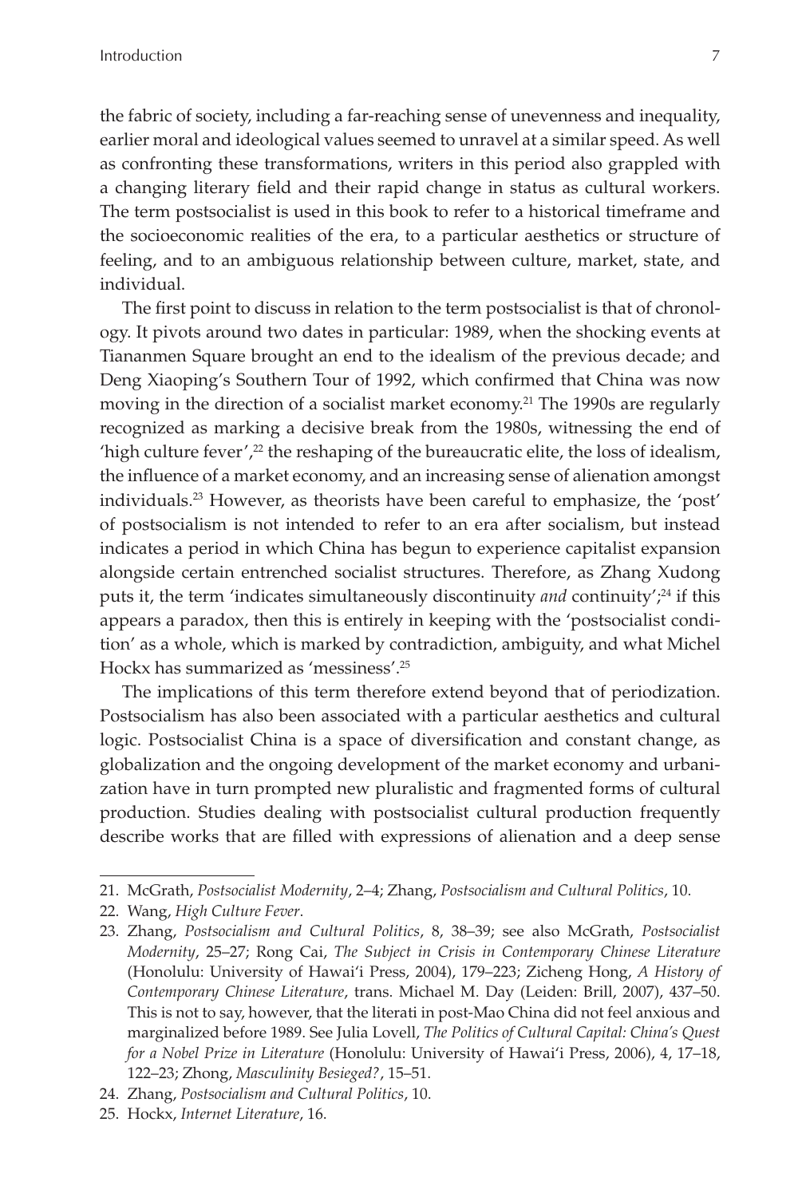the fabric of society, including a far-reaching sense of unevenness and inequality, earlier moral and ideological values seemed to unravel at a similar speed. As well as confronting these transformations, writers in this period also grappled with a changing literary field and their rapid change in status as cultural workers. The term postsocialist is used in this book to refer to a historical timeframe and the socioeconomic realities of the era, to a particular aesthetics or structure of feeling, and to an ambiguous relationship between culture, market, state, and individual.

The first point to discuss in relation to the term postsocialist is that of chronology. It pivots around two dates in particular: 1989, when the shocking events at Tiananmen Square brought an end to the idealism of the previous decade; and Deng Xiaoping's Southern Tour of 1992, which confirmed that China was now moving in the direction of a socialist market economy.[21] The 1990s are regularly recognized as marking a decisive break from the 1980s, witnessing the end of 'high culture fever',[22] the reshaping of the bureaucratic elite, the loss of idealism, the influence of a market economy, and an increasing sense of alienation amongst individuals.[23] However, as theorists have been careful to emphasize, the 'post' of postsocialism is not intended to refer to an era after socialism, but instead indicates a period in which China has begun to experience capitalist expansion alongside certain entrenched socialist structures. Therefore, as Zhang Xudong puts it, the term 'indicates simultaneously discontinuity *and* continuity';[24] if this appears a paradox, then this is entirely in keeping with the 'postsocialist condition' as a whole, which is marked by contradiction, ambiguity, and what Michel Hockx has summarized as 'messiness'.[25]

The implications of this term therefore extend beyond that of periodization. Postsocialism has also been associated with a particular aesthetics and cultural logic. Postsocialist China is a space of diversification and constant change, as globalization and the ongoing development of the market economy and urbanization have in turn prompted new pluralistic and fragmented forms of cultural production. Studies dealing with postsocialist cultural production frequently describe works that are filled with expressions of alienation and a deep sense

---

21. McGrath, *Postsocialist Modernity*, 2–4; Zhang, *Postsocialism and Cultural Politics*, 10.
22. Wang, *High Culture Fever*.
23. Zhang, *Postsocialism and Cultural Politics*, 8, 38–39; see also McGrath, *Postsocialist Modernity*, 25–27; Rong Cai, *The Subject in Crisis in Contemporary Chinese Literature* (Honolulu: University of Hawai'i Press, 2004), 179–223; Zicheng Hong, *A History of Contemporary Chinese Literature*, trans. Michael M. Day (Leiden: Brill, 2007), 437–50. This is not to say, however, that the literati in post-Mao China did not feel anxious and marginalized before 1989. See Julia Lovell, *The Politics of Cultural Capital: China's Quest for a Nobel Prize in Literature* (Honolulu: University of Hawai'i Press, 2006), 4, 17–18, 122–23; Zhong, *Masculinity Besieged?*, 15–51.
24. Zhang, *Postsocialism and Cultural Politics*, 10.
25. Hockx, *Internet Literature*, 16.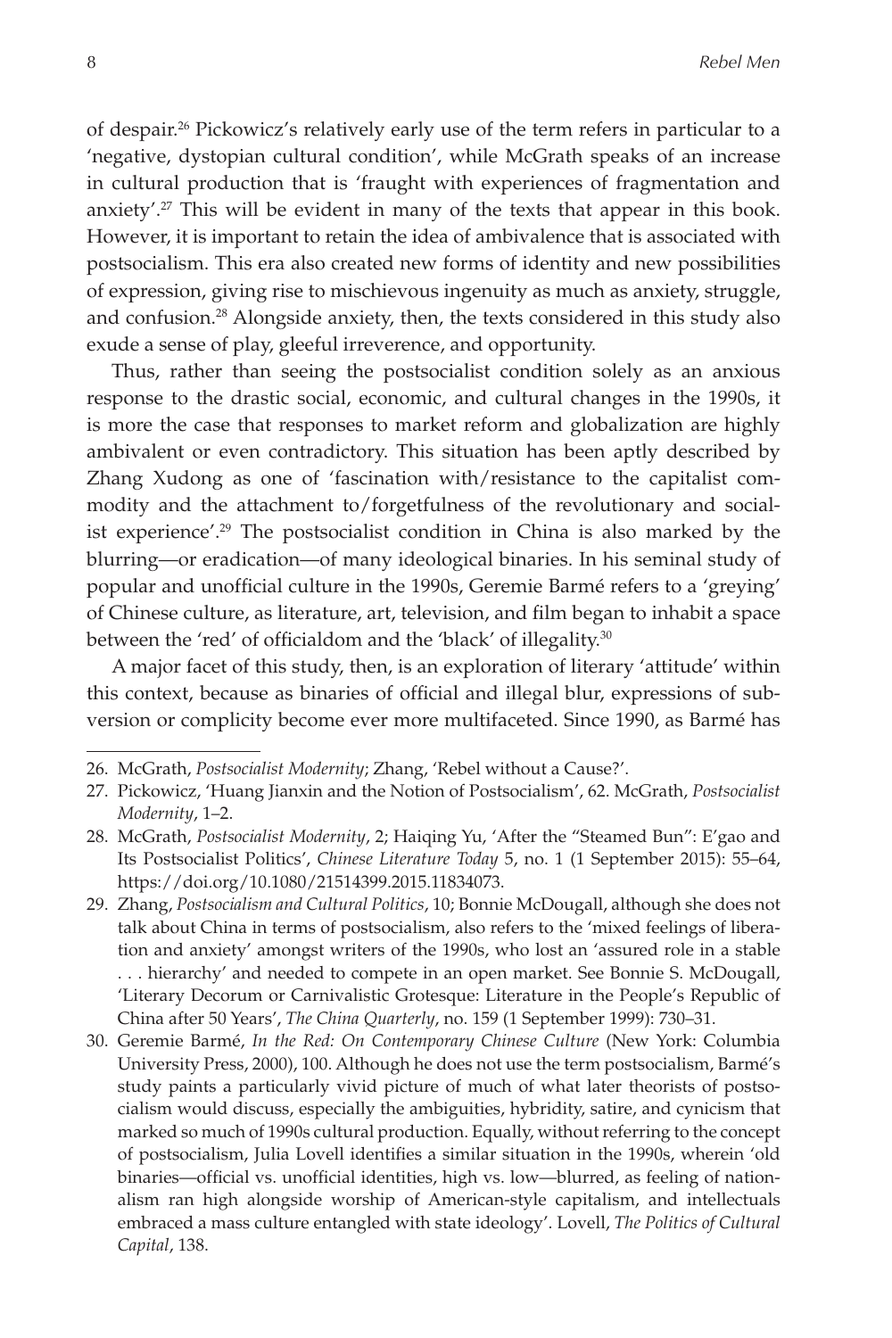of despair.[26] Pickowicz's relatively early use of the term refers in particular to a 'negative, dystopian cultural condition', while McGrath speaks of an increase in cultural production that is 'fraught with experiences of fragmentation and anxiety'.[27] This will be evident in many of the texts that appear in this book. However, it is important to retain the idea of ambivalence that is associated with postsocialism. This era also created new forms of identity and new possibilities of expression, giving rise to mischievous ingenuity as much as anxiety, struggle, and confusion.[28] Alongside anxiety, then, the texts considered in this study also exude a sense of play, gleeful irreverence, and opportunity.

Thus, rather than seeing the postsocialist condition solely as an anxious response to the drastic social, economic, and cultural changes in the 1990s, it is more the case that responses to market reform and globalization are highly ambivalent or even contradictory. This situation has been aptly described by Zhang Xudong as one of 'fascination with/resistance to the capitalist commodity and the attachment to/forgetfulness of the revolutionary and socialist experience'.[29] The postsocialist condition in China is also marked by the blurring—or eradication—of many ideological binaries. In his seminal study of popular and unofficial culture in the 1990s, Geremie Barmé refers to a 'greying' of Chinese culture, as literature, art, television, and film began to inhabit a space between the 'red' of officialdom and the 'black' of illegality.[30]

A major facet of this study, then, is an exploration of literary 'attitude' within this context, because as binaries of official and illegal blur, expressions of subversion or complicity become ever more multifaceted. Since 1990, as Barmé has

---

26. McGrath, *Postsocialist Modernity*; Zhang, 'Rebel without a Cause?'.

27. Pickowicz, 'Huang Jianxin and the Notion of Postsocialism', 62. McGrath, *Postsocialist Modernity*, 1–2.

28. McGrath, *Postsocialist Modernity*, 2; Haiqing Yu, 'After the "Steamed Bun": E'gao and Its Postsocialist Politics', *Chinese Literature Today* 5, no. 1 (1 September 2015): 55–64, https://doi.org/10.1080/21514399.2015.11834073.

29. Zhang, *Postsocialism and Cultural Politics*, 10; Bonnie McDougall, although she does not talk about China in terms of postsocialism, also refers to the 'mixed feelings of liberation and anxiety' amongst writers of the 1990s, who lost an 'assured role in a stable . . . hierarchy' and needed to compete in an open market. See Bonnie S. McDougall, 'Literary Decorum or Carnivalistic Grotesque: Literature in the People's Republic of China after 50 Years', *The China Quarterly*, no. 159 (1 September 1999): 730–31.

30. Geremie Barmé, *In the Red: On Contemporary Chinese Culture* (New York: Columbia University Press, 2000), 100. Although he does not use the term postsocialism, Barmé's study paints a particularly vivid picture of much of what later theorists of postsocialism would discuss, especially the ambiguities, hybridity, satire, and cynicism that marked so much of 1990s cultural production. Equally, without referring to the concept of postsocialism, Julia Lovell identifies a similar situation in the 1990s, wherein 'old binaries—official vs. unofficial identities, high vs. low—blurred, as feeling of nationalism ran high alongside worship of American-style capitalism, and intellectuals embraced a mass culture entangled with state ideology'. Lovell, *The Politics of Cultural Capital*, 138.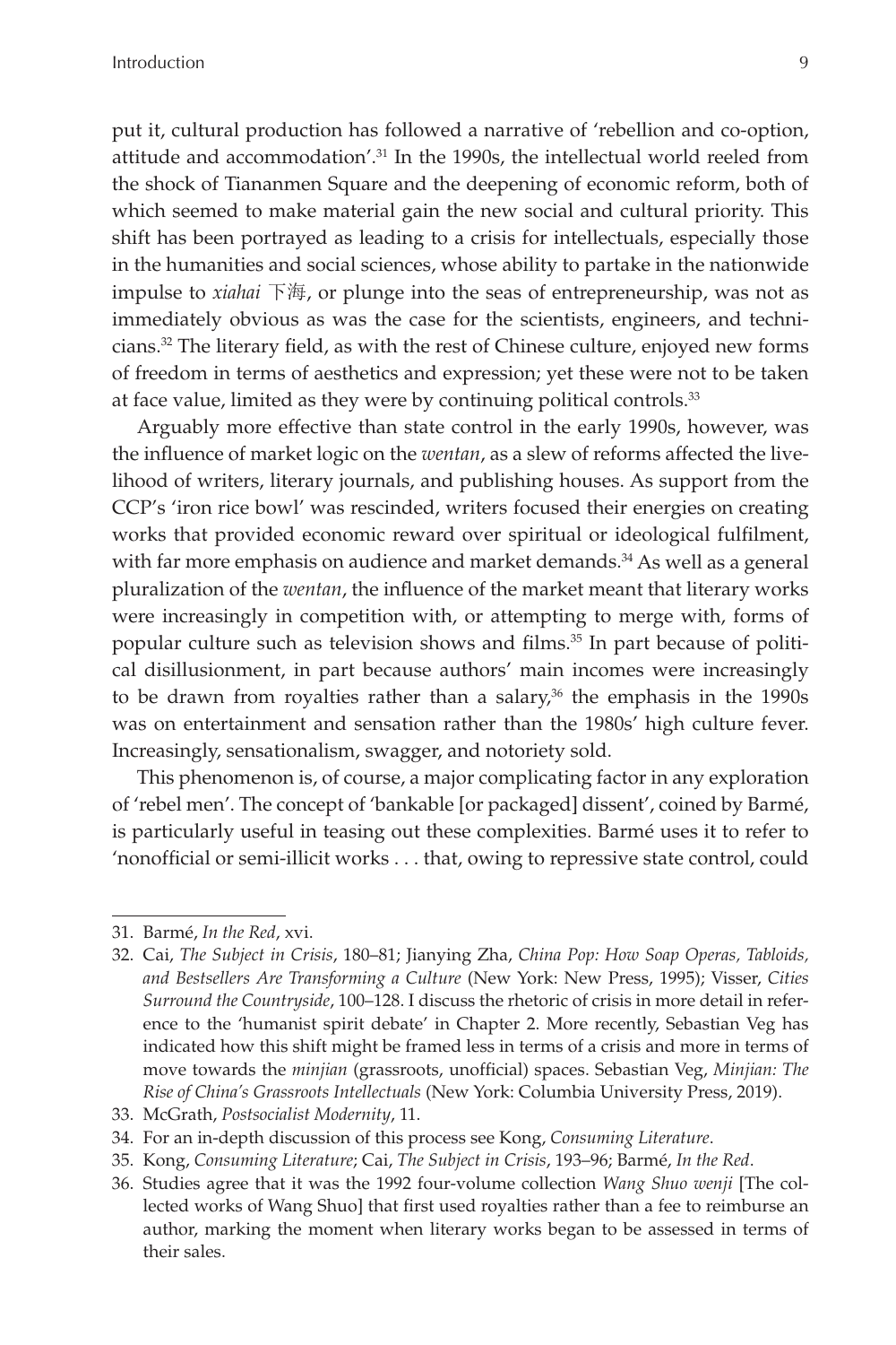put it, cultural production has followed a narrative of 'rebellion and co-option, attitude and accommodation'.[31] In the 1990s, the intellectual world reeled from the shock of Tiananmen Square and the deepening of economic reform, both of which seemed to make material gain the new social and cultural priority. This shift has been portrayed as leading to a crisis for intellectuals, especially those in the humanities and social sciences, whose ability to partake in the nationwide impulse to *xiahai* 下海, or plunge into the seas of entrepreneurship, was not as immediately obvious as was the case for the scientists, engineers, and technicians.[32] The literary field, as with the rest of Chinese culture, enjoyed new forms of freedom in terms of aesthetics and expression; yet these were not to be taken at face value, limited as they were by continuing political controls.[33]

Arguably more effective than state control in the early 1990s, however, was the influence of market logic on the *wentan*, as a slew of reforms affected the livelihood of writers, literary journals, and publishing houses. As support from the CCP's 'iron rice bowl' was rescinded, writers focused their energies on creating works that provided economic reward over spiritual or ideological fulfilment, with far more emphasis on audience and market demands.[34] As well as a general pluralization of the *wentan*, the influence of the market meant that literary works were increasingly in competition with, or attempting to merge with, forms of popular culture such as television shows and films.[35] In part because of political disillusionment, in part because authors' main incomes were increasingly to be drawn from royalties rather than a salary,[36] the emphasis in the 1990s was on entertainment and sensation rather than the 1980s' high culture fever. Increasingly, sensationalism, swagger, and notoriety sold.

This phenomenon is, of course, a major complicating factor in any exploration of 'rebel men'. The concept of 'bankable [or packaged] dissent', coined by Barmé, is particularly useful in teasing out these complexities. Barmé uses it to refer to 'nonofficial or semi-illicit works . . . that, owing to repressive state control, could

---

31. Barmé, *In the Red*, xvi.
32. Cai, *The Subject in Crisis*, 180–81; Jianying Zha, *China Pop: How Soap Operas, Tabloids, and Bestsellers Are Transforming a Culture* (New York: New Press, 1995); Visser, *Cities Surround the Countryside*, 100–128. I discuss the rhetoric of crisis in more detail in reference to the 'humanist spirit debate' in Chapter 2. More recently, Sebastian Veg has indicated how this shift might be framed less in terms of a crisis and more in terms of move towards the *minjian* (grassroots, unofficial) spaces. Sebastian Veg, *Minjian: The Rise of China's Grassroots Intellectuals* (New York: Columbia University Press, 2019).
33. McGrath, *Postsocialist Modernity*, 11.
34. For an in-depth discussion of this process see Kong, *Consuming Literature*.
35. Kong, *Consuming Literature*; Cai, *The Subject in Crisis*, 193–96; Barmé, *In the Red*.
36. Studies agree that it was the 1992 four-volume collection *Wang Shuo wenji* [The collected works of Wang Shuo] that first used royalties rather than a fee to reimburse an author, marking the moment when literary works began to be assessed in terms of their sales.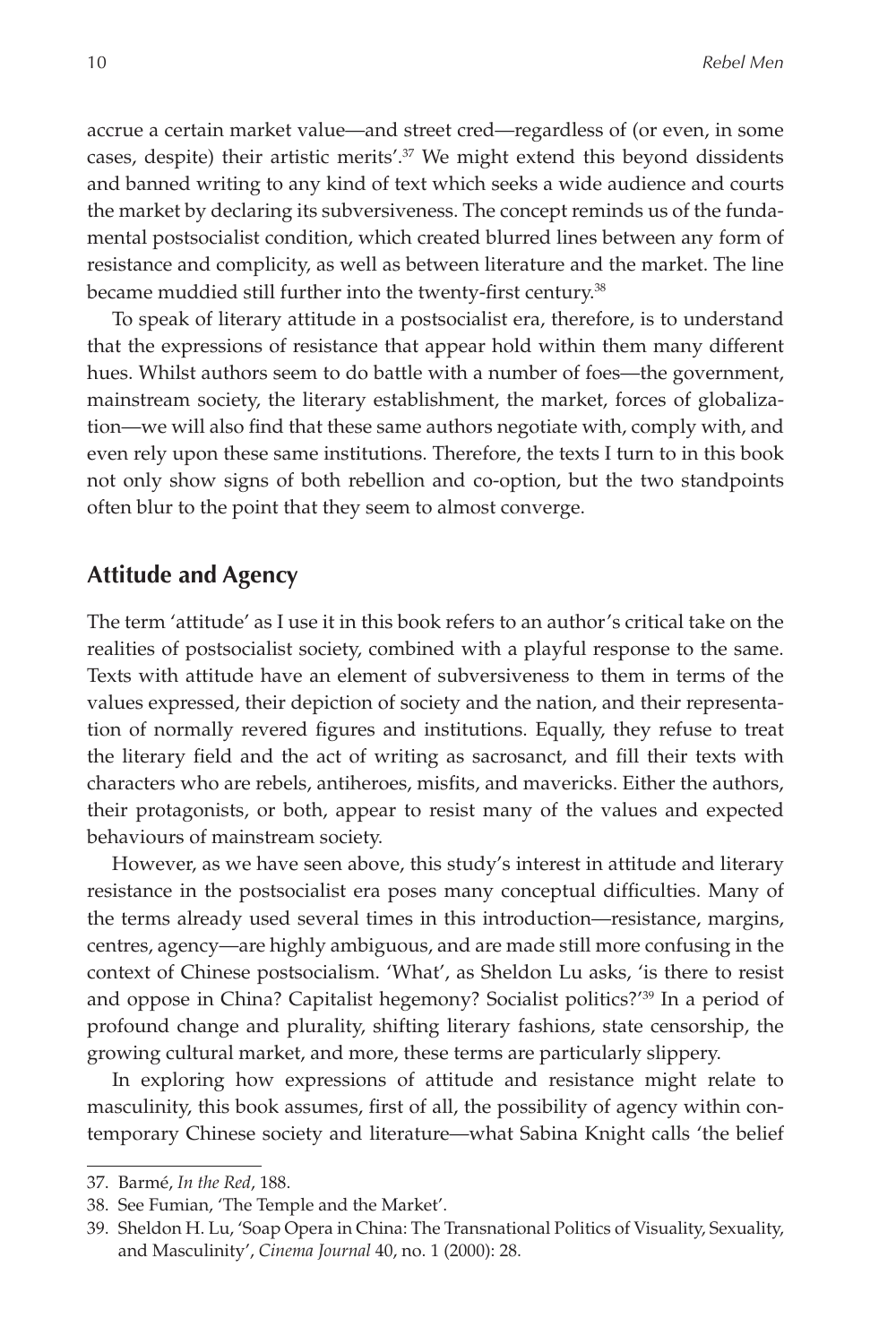accrue a certain market value—and street cred—regardless of (or even, in some cases, despite) their artistic merits'.[37] We might extend this beyond dissidents and banned writing to any kind of text which seeks a wide audience and courts the market by declaring its subversiveness. The concept reminds us of the fundamental postsocialist condition, which created blurred lines between any form of resistance and complicity, as well as between literature and the market. The line became muddied still further into the twenty-first century.[38]

To speak of literary attitude in a postsocialist era, therefore, is to understand that the expressions of resistance that appear hold within them many different hues. Whilst authors seem to do battle with a number of foes—the government, mainstream society, the literary establishment, the market, forces of globalization—we will also find that these same authors negotiate with, comply with, and even rely upon these same institutions. Therefore, the texts I turn to in this book not only show signs of both rebellion and co-option, but the two standpoints often blur to the point that they seem to almost converge.

## Attitude and Agency

The term 'attitude' as I use it in this book refers to an author's critical take on the realities of postsocialist society, combined with a playful response to the same. Texts with attitude have an element of subversiveness to them in terms of the values expressed, their depiction of society and the nation, and their representation of normally revered figures and institutions. Equally, they refuse to treat the literary field and the act of writing as sacrosanct, and fill their texts with characters who are rebels, antiheroes, misfits, and mavericks. Either the authors, their protagonists, or both, appear to resist many of the values and expected behaviours of mainstream society.

However, as we have seen above, this study's interest in attitude and literary resistance in the postsocialist era poses many conceptual difficulties. Many of the terms already used several times in this introduction—resistance, margins, centres, agency—are highly ambiguous, and are made still more confusing in the context of Chinese postsocialism. 'What', as Sheldon Lu asks, 'is there to resist and oppose in China? Capitalist hegemony? Socialist politics?'[39] In a period of profound change and plurality, shifting literary fashions, state censorship, the growing cultural market, and more, these terms are particularly slippery.

In exploring how expressions of attitude and resistance might relate to masculinity, this book assumes, first of all, the possibility of agency within contemporary Chinese society and literature—what Sabina Knight calls 'the belief

---

37. Barmé, *In the Red*, 188.
38. See Fumian, 'The Temple and the Market'.
39. Sheldon H. Lu, 'Soap Opera in China: The Transnational Politics of Visuality, Sexuality, and Masculinity', *Cinema Journal* 40, no. 1 (2000): 28.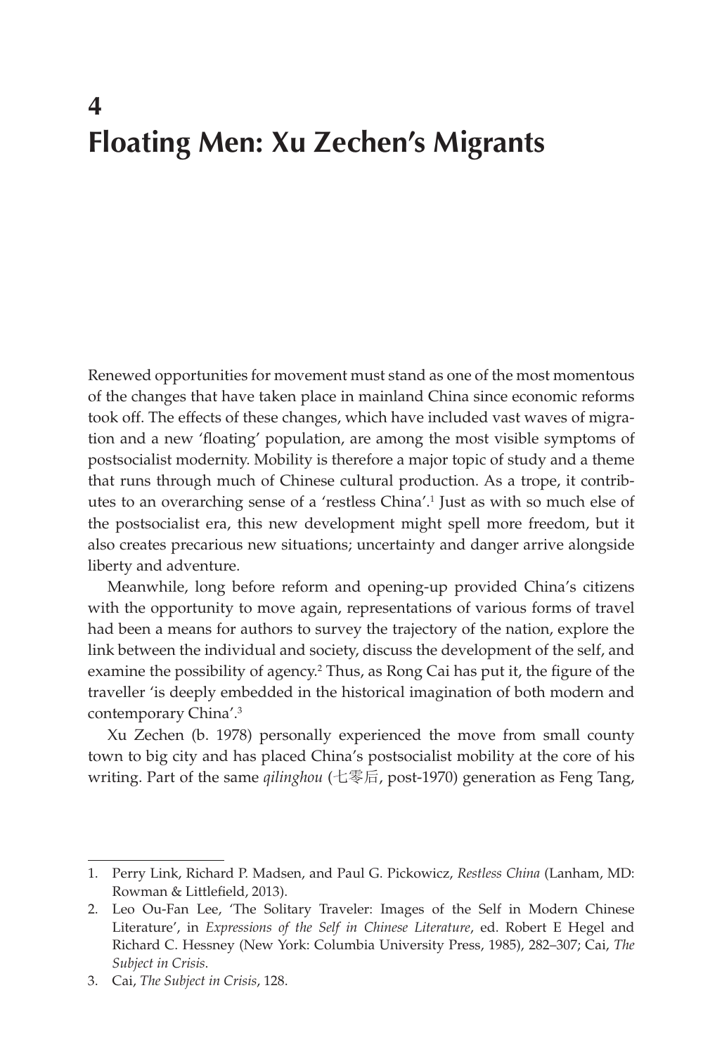# 4
# Floating Men: Xu Zechen's Migrants

Renewed opportunities for movement must stand as one of the most momentous of the changes that have taken place in mainland China since economic reforms took off. The effects of these changes, which have included vast waves of migration and a new 'floating' population, are among the most visible symptoms of postsocialist modernity. Mobility is therefore a major topic of study and a theme that runs through much of Chinese cultural production. As a trope, it contributes to an overarching sense of a 'restless China'.[1] Just as with so much else of the postsocialist era, this new development might spell more freedom, but it also creates precarious new situations; uncertainty and danger arrive alongside liberty and adventure.

Meanwhile, long before reform and opening-up provided China's citizens with the opportunity to move again, representations of various forms of travel had been a means for authors to survey the trajectory of the nation, explore the link between the individual and society, discuss the development of the self, and examine the possibility of agency.[2] Thus, as Rong Cai has put it, the figure of the traveller 'is deeply embedded in the historical imagination of both modern and contemporary China'.[3]

Xu Zechen (b. 1978) personally experienced the move from small county town to big city and has placed China's postsocialist mobility at the core of his writing. Part of the same *qilinghou* (七零后, post-1970) generation as Feng Tang,

---

1. Perry Link, Richard P. Madsen, and Paul G. Pickowicz, *Restless China* (Lanham, MD: Rowman & Littlefield, 2013).
2. Leo Ou-Fan Lee, 'The Solitary Traveler: Images of the Self in Modern Chinese Literature', in *Expressions of the Self in Chinese Literature*, ed. Robert E Hegel and Richard C. Hessney (New York: Columbia University Press, 1985), 282–307; Cai, *The Subject in Crisis*.
3. Cai, *The Subject in Crisis*, 128.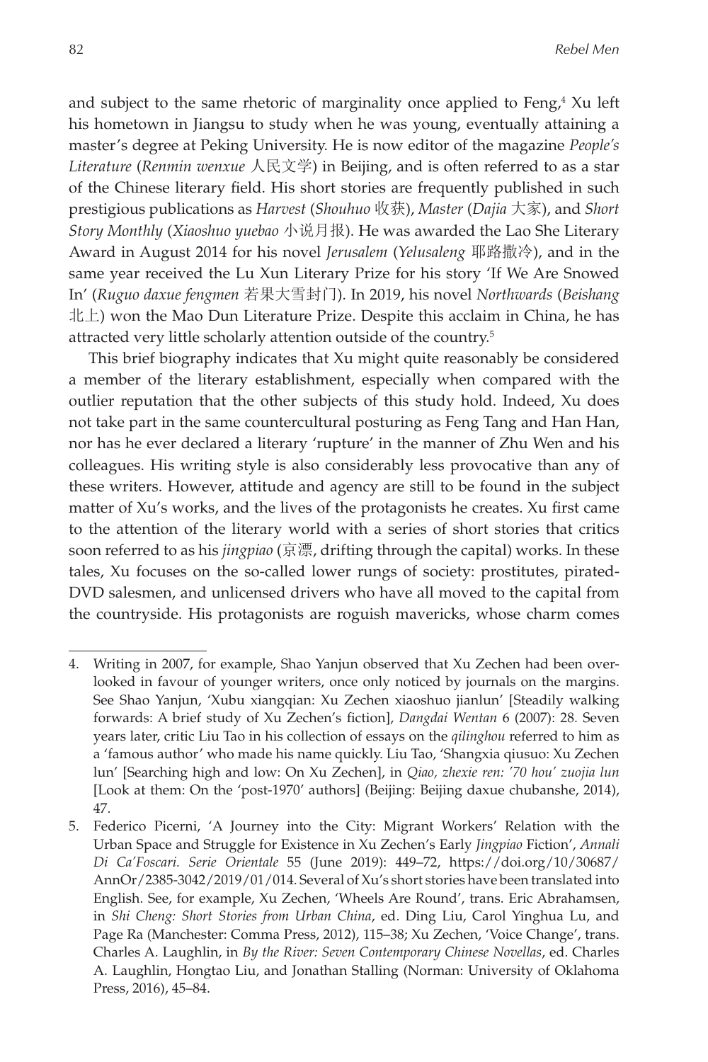and subject to the same rhetoric of marginality once applied to Feng,[4] Xu left his hometown in Jiangsu to study when he was young, eventually attaining a master's degree at Peking University. He is now editor of the magazine *People's Literature* (*Renmin wenxue* 人民文学) in Beijing, and is often referred to as a star of the Chinese literary field. His short stories are frequently published in such prestigious publications as *Harvest* (*Shouhuo* 收获), *Master* (*Dajia* 大家), and *Short Story Monthly* (*Xiaoshuo yuebao* 小说月报). He was awarded the Lao She Literary Award in August 2014 for his novel *Jerusalem* (*Yelusaleng* 耶路撒冷), and in the same year received the Lu Xun Literary Prize for his story 'If We Are Snowed In' (*Ruguo daxue fengmen* 若果大雪封门). In 2019, his novel *Northwards* (*Beishang* 北上) won the Mao Dun Literature Prize. Despite this acclaim in China, he has attracted very little scholarly attention outside of the country.[5]

This brief biography indicates that Xu might quite reasonably be considered a member of the literary establishment, especially when compared with the outlier reputation that the other subjects of this study hold. Indeed, Xu does not take part in the same countercultural posturing as Feng Tang and Han Han, nor has he ever declared a literary 'rupture' in the manner of Zhu Wen and his colleagues. His writing style is also considerably less provocative than any of these writers. However, attitude and agency are still to be found in the subject matter of Xu's works, and the lives of the protagonists he creates. Xu first came to the attention of the literary world with a series of short stories that critics soon referred to as his *jingpiao* (京漂, drifting through the capital) works. In these tales, Xu focuses on the so-called lower rungs of society: prostitutes, pirated-DVD salesmen, and unlicensed drivers who have all moved to the capital from the countryside. His protagonists are roguish mavericks, whose charm comes

---

4. Writing in 2007, for example, Shao Yanjun observed that Xu Zechen had been overlooked in favour of younger writers, once only noticed by journals on the margins. See Shao Yanjun, 'Xubu xiangqian: Xu Zechen xiaoshuo jianlun' [Steadily walking forwards: A brief study of Xu Zechen's fiction], *Dangdai Wentan* 6 (2007): 28. Seven years later, critic Liu Tao in his collection of essays on the *qilinghou* referred to him as a 'famous author' who made his name quickly. Liu Tao, 'Shangxia qiusuo: Xu Zechen lun' [Searching high and low: On Xu Zechen], in *Qiao, zhexie ren: '70 hou' zuojia lun* [Look at them: On the 'post-1970' authors] (Beijing: Beijing daxue chubanshe, 2014), 47.

5. Federico Picerni, 'A Journey into the City: Migrant Workers' Relation with the Urban Space and Struggle for Existence in Xu Zechen's Early *Jingpiao* Fiction', *Annali Di Ca'Foscari. Serie Orientale* 55 (June 2019): 449–72, https://doi.org/10/30687/AnnOr/2385-3042/2019/01/014. Several of Xu's short stories have been translated into English. See, for example, Xu Zechen, 'Wheels Are Round', trans. Eric Abrahamsen, in *Shi Cheng: Short Stories from Urban China*, ed. Ding Liu, Carol Yinghua Lu, and Page Ra (Manchester: Comma Press, 2012), 115–38; Xu Zechen, 'Voice Change', trans. Charles A. Laughlin, in *By the River: Seven Contemporary Chinese Novellas*, ed. Charles A. Laughlin, Hongtao Liu, and Jonathan Stalling (Norman: University of Oklahoma Press, 2016), 45–84.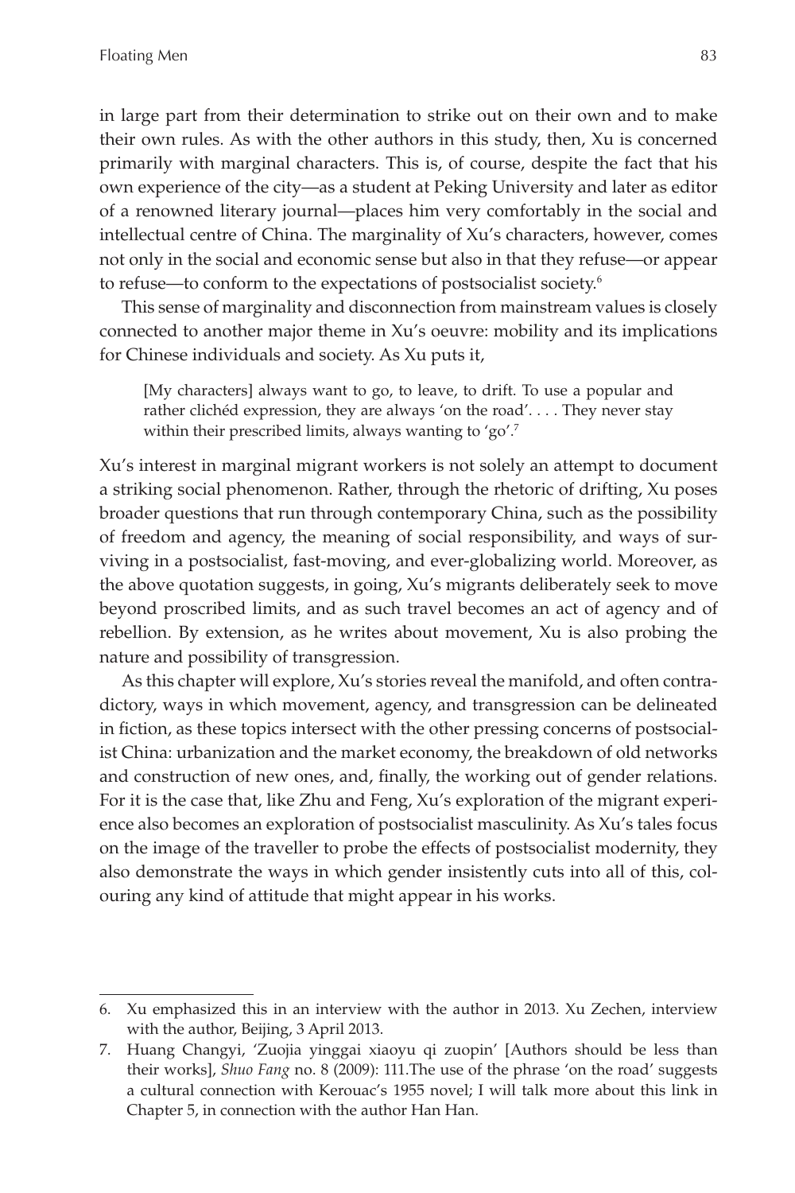in large part from their determination to strike out on their own and to make their own rules. As with the other authors in this study, then, Xu is concerned primarily with marginal characters. This is, of course, despite the fact that his own experience of the city—as a student at Peking University and later as editor of a renowned literary journal—places him very comfortably in the social and intellectual centre of China. The marginality of Xu's characters, however, comes not only in the social and economic sense but also in that they refuse—or appear to refuse—to conform to the expectations of postsocialist society.[6]

This sense of marginality and disconnection from mainstream values is closely connected to another major theme in Xu's oeuvre: mobility and its implications for Chinese individuals and society. As Xu puts it,

> [My characters] always want to go, to leave, to drift. To use a popular and rather clichéd expression, they are always 'on the road'. . . . They never stay within their prescribed limits, always wanting to 'go'.[7]

Xu's interest in marginal migrant workers is not solely an attempt to document a striking social phenomenon. Rather, through the rhetoric of drifting, Xu poses broader questions that run through contemporary China, such as the possibility of freedom and agency, the meaning of social responsibility, and ways of surviving in a postsocialist, fast-moving, and ever-globalizing world. Moreover, as the above quotation suggests, in going, Xu's migrants deliberately seek to move beyond proscribed limits, and as such travel becomes an act of agency and of rebellion. By extension, as he writes about movement, Xu is also probing the nature and possibility of transgression.

As this chapter will explore, Xu's stories reveal the manifold, and often contradictory, ways in which movement, agency, and transgression can be delineated in fiction, as these topics intersect with the other pressing concerns of postsocialist China: urbanization and the market economy, the breakdown of old networks and construction of new ones, and, finally, the working out of gender relations. For it is the case that, like Zhu and Feng, Xu's exploration of the migrant experience also becomes an exploration of postsocialist masculinity. As Xu's tales focus on the image of the traveller to probe the effects of postsocialist modernity, they also demonstrate the ways in which gender insistently cuts into all of this, colouring any kind of attitude that might appear in his works.

---

6. Xu emphasized this in an interview with the author in 2013. Xu Zechen, interview with the author, Beijing, 3 April 2013.
7. Huang Changyi, 'Zuojia yinggai xiaoyu qi zuopin' [Authors should be less than their works], *Shuo Fang* no. 8 (2009): 111.The use of the phrase 'on the road' suggests a cultural connection with Kerouac's 1955 novel; I will talk more about this link in Chapter 5, in connection with the author Han Han.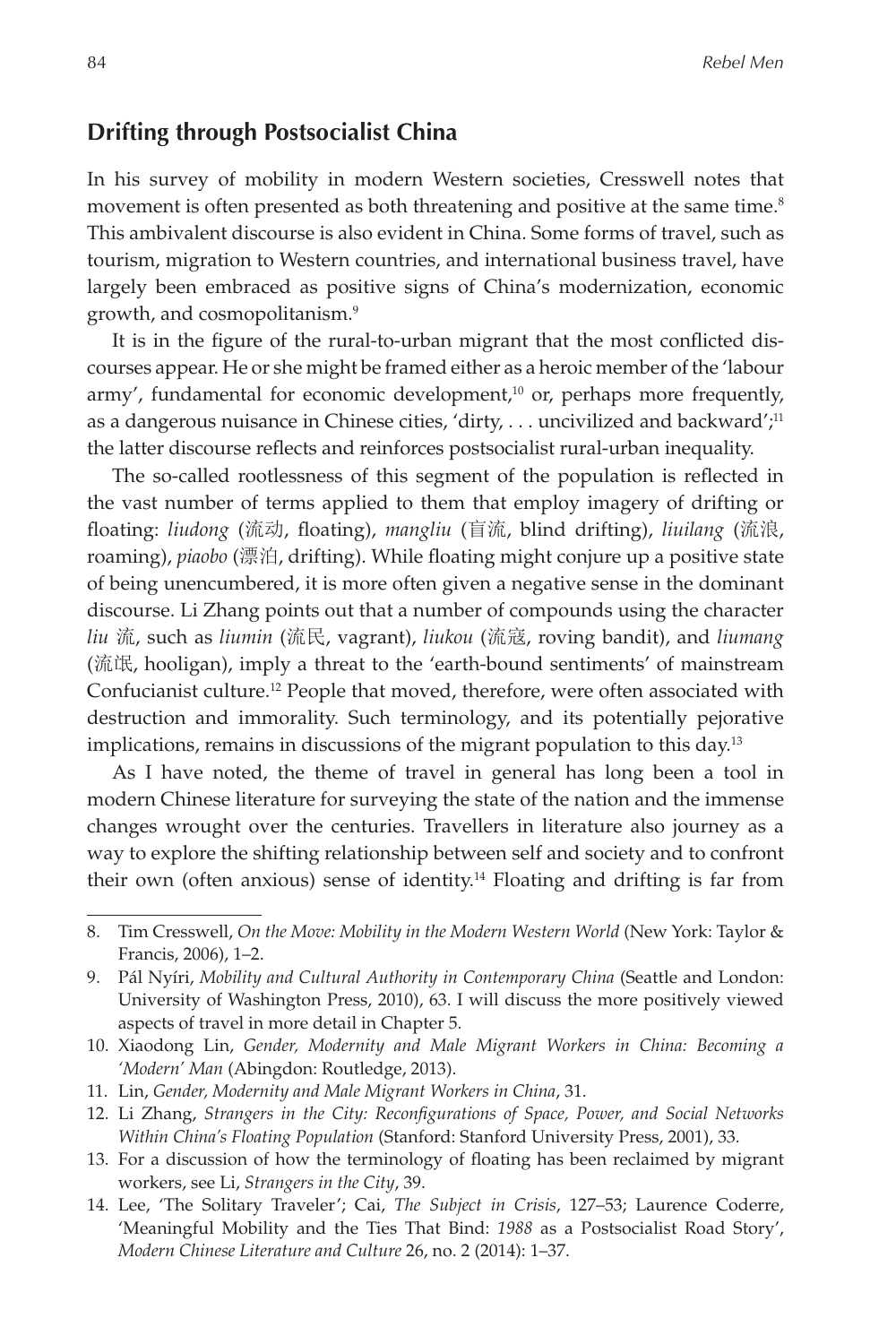## Drifting through Postsocialist China

In his survey of mobility in modern Western societies, Cresswell notes that movement is often presented as both threatening and positive at the same time.[8] This ambivalent discourse is also evident in China. Some forms of travel, such as tourism, migration to Western countries, and international business travel, have largely been embraced as positive signs of China's modernization, economic growth, and cosmopolitanism.[9]

It is in the figure of the rural-to-urban migrant that the most conflicted discourses appear. He or she might be framed either as a heroic member of the 'labour army', fundamental for economic development,[10] or, perhaps more frequently, as a dangerous nuisance in Chinese cities, 'dirty, . . . uncivilized and backward';[11] the latter discourse reflects and reinforces postsocialist rural-urban inequality.

The so-called rootlessness of this segment of the population is reflected in the vast number of terms applied to them that employ imagery of drifting or floating: *liudong* (流动, floating), *mangliu* (盲流, blind drifting), *liuilang* (流浪, roaming), *piaobo* (漂泊, drifting). While floating might conjure up a positive state of being unencumbered, it is more often given a negative sense in the dominant discourse. Li Zhang points out that a number of compounds using the character *liu* 流, such as *liumin* (流民, vagrant), *liukou* (流寇, roving bandit), and *liumang* (流氓, hooligan), imply a threat to the 'earth-bound sentiments' of mainstream Confucianist culture.[12] People that moved, therefore, were often associated with destruction and immorality. Such terminology, and its potentially pejorative implications, remains in discussions of the migrant population to this day.[13]

As I have noted, the theme of travel in general has long been a tool in modern Chinese literature for surveying the state of the nation and the immense changes wrought over the centuries. Travellers in literature also journey as a way to explore the shifting relationship between self and society and to confront their own (often anxious) sense of identity.[14] Floating and drifting is far from

---

8. Tim Cresswell, *On the Move: Mobility in the Modern Western World* (New York: Taylor & Francis, 2006), 1–2.
9. Pál Nyíri, *Mobility and Cultural Authority in Contemporary China* (Seattle and London: University of Washington Press, 2010), 63. I will discuss the more positively viewed aspects of travel in more detail in Chapter 5.
10. Xiaodong Lin, *Gender, Modernity and Male Migrant Workers in China: Becoming a 'Modern' Man* (Abingdon: Routledge, 2013).
11. Lin, *Gender, Modernity and Male Migrant Workers in China*, 31.
12. Li Zhang, *Strangers in the City: Reconfigurations of Space, Power, and Social Networks Within China's Floating Population* (Stanford: Stanford University Press, 2001), 33.
13. For a discussion of how the terminology of floating has been reclaimed by migrant workers, see Li, *Strangers in the City*, 39.
14. Lee, 'The Solitary Traveler'; Cai, *The Subject in Crisis*, 127–53; Laurence Coderre, 'Meaningful Mobility and the Ties That Bind: *1988* as a Postsocialist Road Story', *Modern Chinese Literature and Culture* 26, no. 2 (2014): 1–37.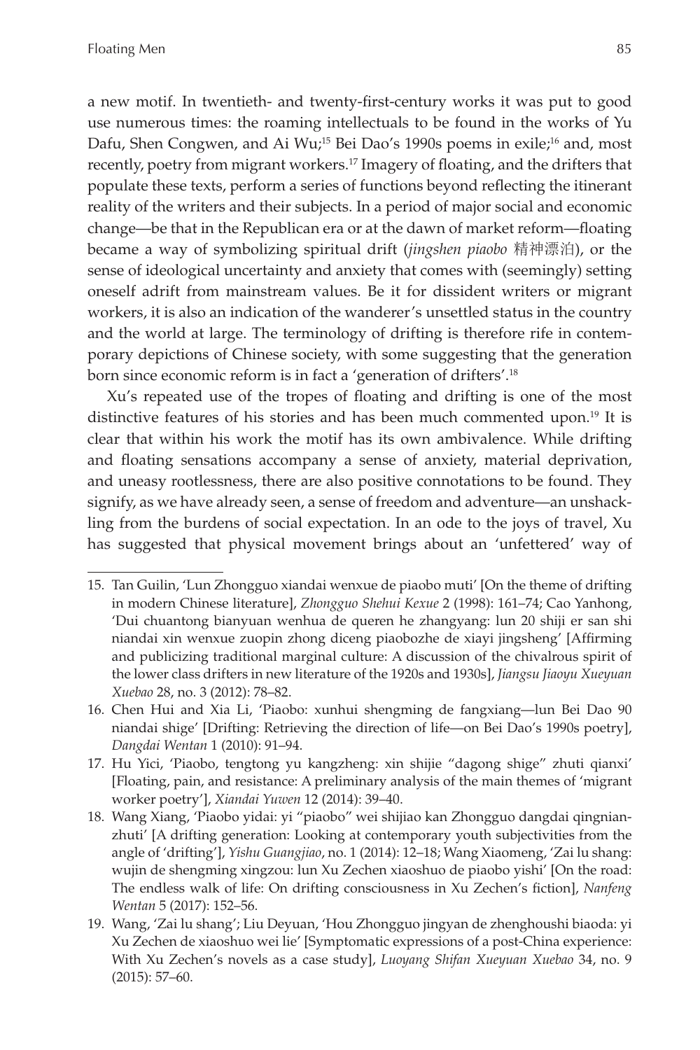a new motif. In twentieth- and twenty-first-century works it was put to good use numerous times: the roaming intellectuals to be found in the works of Yu Dafu, Shen Congwen, and Ai Wu;[15] Bei Dao's 1990s poems in exile;[16] and, most recently, poetry from migrant workers.[17] Imagery of floating, and the drifters that populate these texts, perform a series of functions beyond reflecting the itinerant reality of the writers and their subjects. In a period of major social and economic change—be that in the Republican era or at the dawn of market reform—floating became a way of symbolizing spiritual drift (*jingshen piaobo* 精神漂泊), or the sense of ideological uncertainty and anxiety that comes with (seemingly) setting oneself adrift from mainstream values. Be it for dissident writers or migrant workers, it is also an indication of the wanderer's unsettled status in the country and the world at large. The terminology of drifting is therefore rife in contemporary depictions of Chinese society, with some suggesting that the generation born since economic reform is in fact a 'generation of drifters'.[18]

Xu's repeated use of the tropes of floating and drifting is one of the most distinctive features of his stories and has been much commented upon.[19] It is clear that within his work the motif has its own ambivalence. While drifting and floating sensations accompany a sense of anxiety, material deprivation, and uneasy rootlessness, there are also positive connotations to be found. They signify, as we have already seen, a sense of freedom and adventure—an unshackling from the burdens of social expectation. In an ode to the joys of travel, Xu has suggested that physical movement brings about an 'unfettered' way of

---

15. Tan Guilin, 'Lun Zhongguo xiandai wenxue de piaobo muti' [On the theme of drifting in modern Chinese literature], *Zhongguo Shehui Kexue* 2 (1998): 161–74; Cao Yanhong, 'Dui chuantong bianyuan wenhua de queren he zhangyang: lun 20 shiji er san shi niandai xin wenxue zuopin zhong diceng piaobozhe de xiayi jingsheng' [Affirming and publicizing traditional marginal culture: A discussion of the chivalrous spirit of the lower class drifters in new literature of the 1920s and 1930s], *Jiangsu Jiaoyu Xueyuan Xuebao* 28, no. 3 (2012): 78–82.
16. Chen Hui and Xia Li, 'Piaobo: xunhui shengming de fangxiang—lun Bei Dao 90 niandai shige' [Drifting: Retrieving the direction of life—on Bei Dao's 1990s poetry], *Dangdai Wentan* 1 (2010): 91–94.
17. Hu Yici, 'Piaobo, tengtong yu kangzheng: xin shijie "dagong shige" zhuti qianxi' [Floating, pain, and resistance: A preliminary analysis of the main themes of 'migrant worker poetry'], *Xiandai Yuwen* 12 (2014): 39–40.
18. Wang Xiang, 'Piaobo yidai: yi "piaobo" wei shijiao kan Zhongguo dangdai qingnianzhuti' [A drifting generation: Looking at contemporary youth subjectivities from the angle of 'drifting'], *Yishu Guangjiao*, no. 1 (2014): 12–18; Wang Xiaomeng, 'Zai lu shang: wujin de shengming xingzou: lun Xu Zechen xiaoshuo de piaobo yishi' [On the road: The endless walk of life: On drifting consciousness in Xu Zechen's fiction], *Nanfeng Wentan* 5 (2017): 152–56.
19. Wang, 'Zai lu shang'; Liu Deyuan, 'Hou Zhongguo jingyan de zhenghoushi biaoda: yi Xu Zechen de xiaoshuo wei lie' [Symptomatic expressions of a post-China experience: With Xu Zechen's novels as a case study], *Luoyang Shifan Xueyuan Xuebao* 34, no. 9 (2015): 57–60.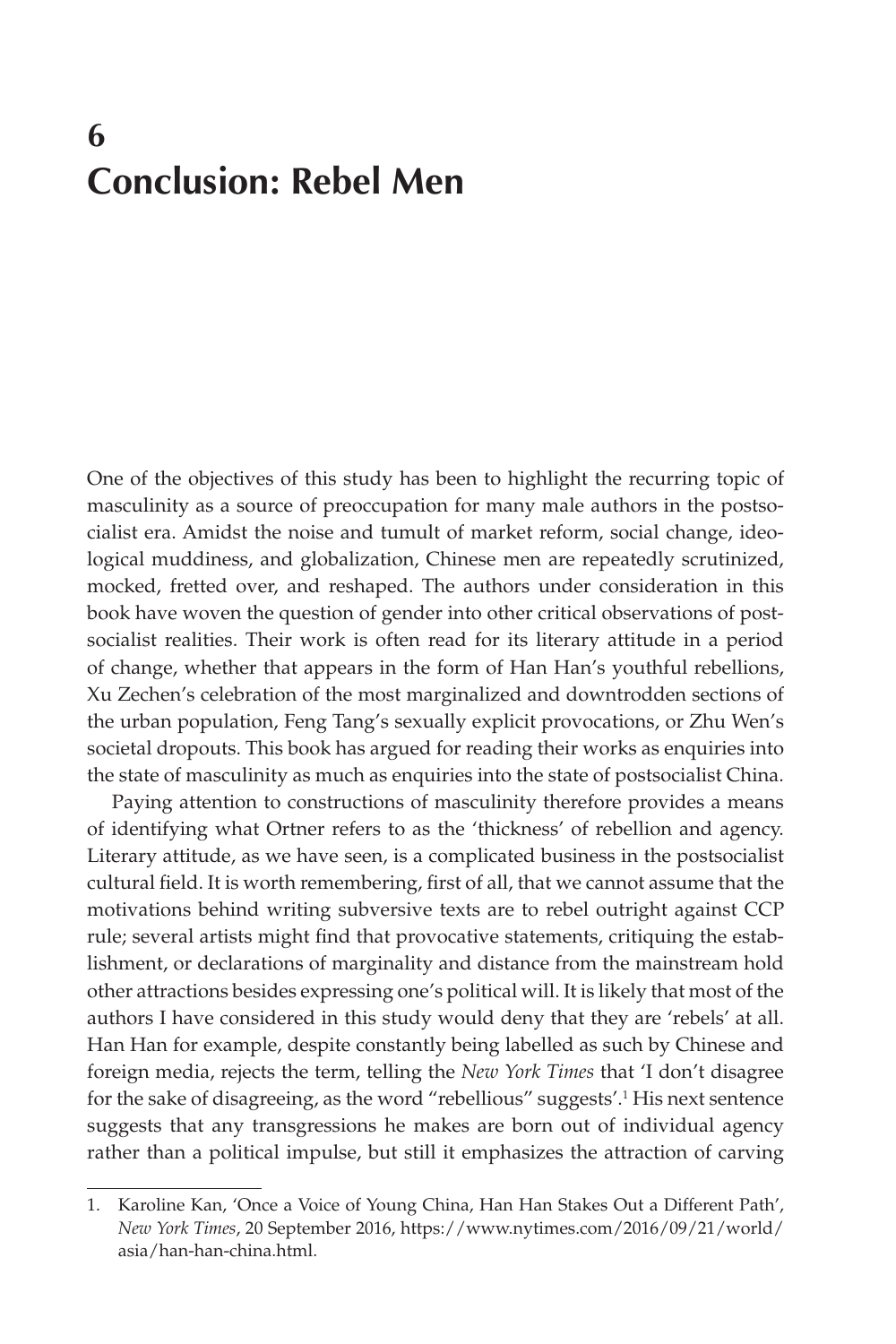# 6
# Conclusion: Rebel Men

One of the objectives of this study has been to highlight the recurring topic of masculinity as a source of preoccupation for many male authors in the postsocialist era. Amidst the noise and tumult of market reform, social change, ideological muddiness, and globalization, Chinese men are repeatedly scrutinized, mocked, fretted over, and reshaped. The authors under consideration in this book have woven the question of gender into other critical observations of postsocialist realities. Their work is often read for its literary attitude in a period of change, whether that appears in the form of Han Han's youthful rebellions, Xu Zechen's celebration of the most marginalized and downtrodden sections of the urban population, Feng Tang's sexually explicit provocations, or Zhu Wen's societal dropouts. This book has argued for reading their works as enquiries into the state of masculinity as much as enquiries into the state of postsocialist China.

Paying attention to constructions of masculinity therefore provides a means of identifying what Ortner refers to as the 'thickness' of rebellion and agency. Literary attitude, as we have seen, is a complicated business in the postsocialist cultural field. It is worth remembering, first of all, that we cannot assume that the motivations behind writing subversive texts are to rebel outright against CCP rule; several artists might find that provocative statements, critiquing the establishment, or declarations of marginality and distance from the mainstream hold other attractions besides expressing one's political will. It is likely that most of the authors I have considered in this study would deny that they are 'rebels' at all. Han Han for example, despite constantly being labelled as such by Chinese and foreign media, rejects the term, telling the *New York Times* that 'I don't disagree for the sake of disagreeing, as the word "rebellious" suggests'.[1] His next sentence suggests that any transgressions he makes are born out of individual agency rather than a political impulse, but still it emphasizes the attraction of carving

1. Karoline Kan, 'Once a Voice of Young China, Han Han Stakes Out a Different Path', *New York Times*, 20 September 2016, https://www.nytimes.com/2016/09/21/world/asia/han-han-china.html.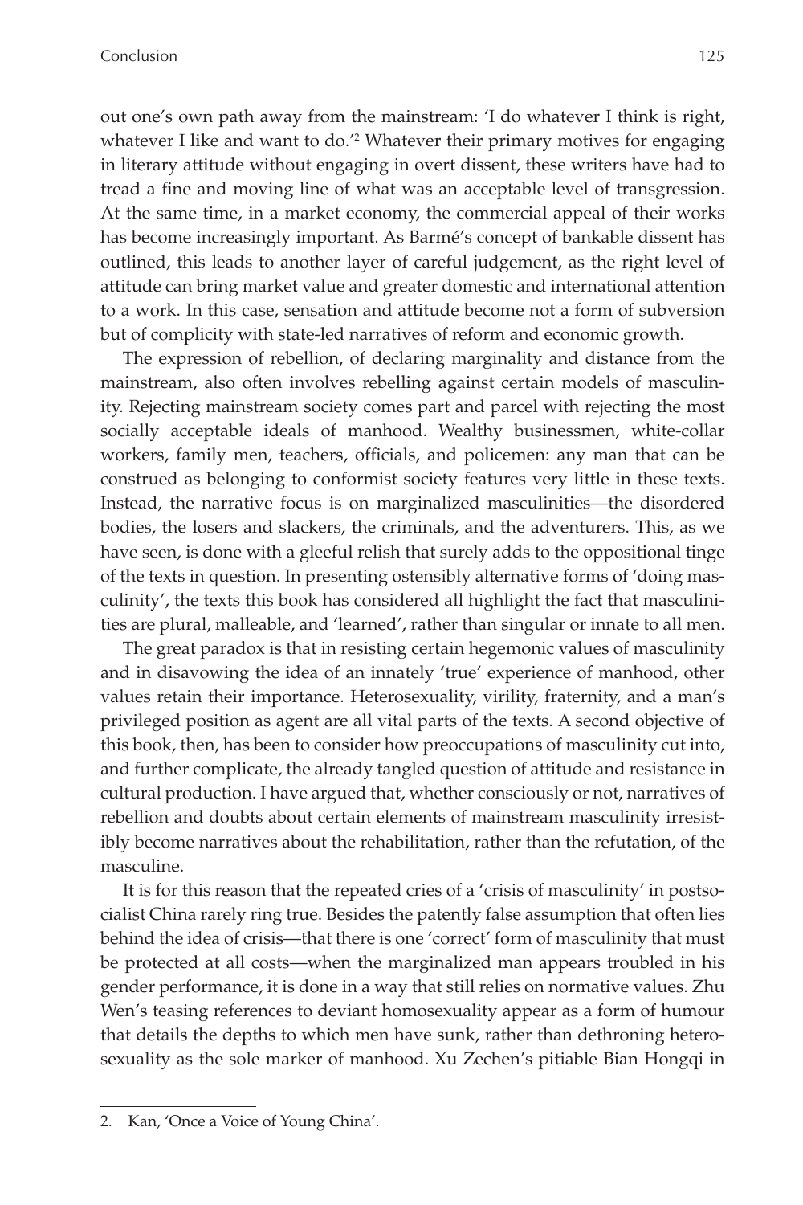out one's own path away from the mainstream: 'I do whatever I think is right, whatever I like and want to do.'[2] Whatever their primary motives for engaging in literary attitude without engaging in overt dissent, these writers have had to tread a fine and moving line of what was an acceptable level of transgression. At the same time, in a market economy, the commercial appeal of their works has become increasingly important. As Barmé's concept of bankable dissent has outlined, this leads to another layer of careful judgement, as the right level of attitude can bring market value and greater domestic and international attention to a work. In this case, sensation and attitude become not a form of subversion but of complicity with state-led narratives of reform and economic growth.

The expression of rebellion, of declaring marginality and distance from the mainstream, also often involves rebelling against certain models of masculinity. Rejecting mainstream society comes part and parcel with rejecting the most socially acceptable ideals of manhood. Wealthy businessmen, white-collar workers, family men, teachers, officials, and policemen: any man that can be construed as belonging to conformist society features very little in these texts. Instead, the narrative focus is on marginalized masculinities—the disordered bodies, the losers and slackers, the criminals, and the adventurers. This, as we have seen, is done with a gleeful relish that surely adds to the oppositional tinge of the texts in question. In presenting ostensibly alternative forms of 'doing masculinity', the texts this book has considered all highlight the fact that masculinities are plural, malleable, and 'learned', rather than singular or innate to all men.

The great paradox is that in resisting certain hegemonic values of masculinity and in disavowing the idea of an innately 'true' experience of manhood, other values retain their importance. Heterosexuality, virility, fraternity, and a man's privileged position as agent are all vital parts of the texts. A second objective of this book, then, has been to consider how preoccupations of masculinity cut into, and further complicate, the already tangled question of attitude and resistance in cultural production. I have argued that, whether consciously or not, narratives of rebellion and doubts about certain elements of mainstream masculinity irresistibly become narratives about the rehabilitation, rather than the refutation, of the masculine.

It is for this reason that the repeated cries of a 'crisis of masculinity' in postsocialist China rarely ring true. Besides the patently false assumption that often lies behind the idea of crisis—that there is one 'correct' form of masculinity that must be protected at all costs—when the marginalized man appears troubled in his gender performance, it is done in a way that still relies on normative values. Zhu Wen's teasing references to deviant homosexuality appear as a form of humour that details the depths to which men have sunk, rather than dethroning heterosexuality as the sole marker of manhood. Xu Zechen's pitiable Bian Hongqi in

2. Kan, 'Once a Voice of Young China'.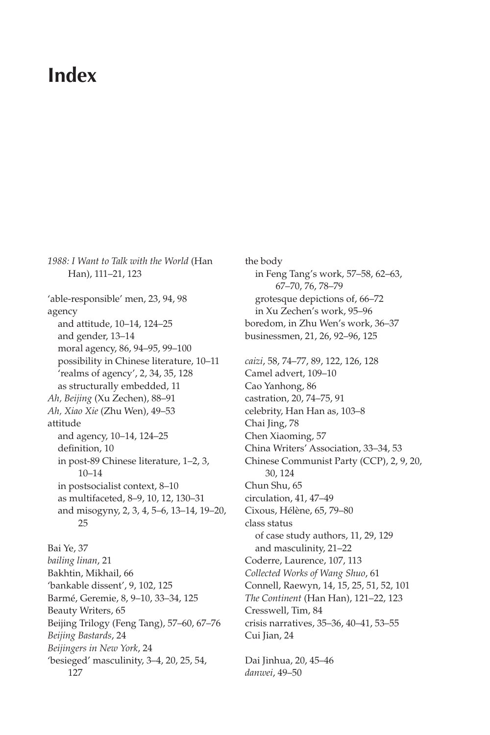# Index

*1988: I Want to Talk with the World* (Han Han), 111–21, 123

'able-responsible' men, 23, 94, 98
agency
  and attitude, 10–14, 124–25
  and gender, 13–14
  moral agency, 86, 94–95, 99–100
  possibility in Chinese literature, 10–11
  'realms of agency', 2, 34, 35, 128
  as structurally embedded, 11
*Ah, Beijing* (Xu Zechen), 88–91
*Ah, Xiao Xie* (Zhu Wen), 49–53
attitude
  and agency, 10–14, 124–25
  definition, 10
  in post-89 Chinese literature, 1–2, 3, 10–14
  in postsocialist context, 8–10
  as multifaceted, 8–9, 10, 12, 130–31
  and misogyny, 2, 3, 4, 5–6, 13–14, 19–20, 25

Bai Ye, 37
*bailing linan*, 21
Bakhtin, Mikhail, 66
'bankable dissent', 9, 102, 125
Barmé, Geremie, 8, 9–10, 33–34, 125
Beauty Writers, 65
Beijing Trilogy (Feng Tang), 57–60, 67–76
*Beijing Bastards*, 24
*Beijingers in New York*, 24
'besieged' masculinity, 3–4, 20, 25, 54, 127

the body
  in Feng Tang's work, 57–58, 62–63, 67–70, 76, 78–79
  grotesque depictions of, 66–72
  in Xu Zechen's work, 95–96
boredom, in Zhu Wen's work, 36–37
businessmen, 21, 26, 92–96, 125

*caizi*, 58, 74–77, 89, 122, 126, 128
Camel advert, 109–10
Cao Yanhong, 86
castration, 20, 74–75, 91
celebrity, Han Han as, 103–8
Chai Jing, 78
Chen Xiaoming, 57
China Writers' Association, 33–34, 53
Chinese Communist Party (CCP), 2, 9, 20, 30, 124
Chun Shu, 65
circulation, 41, 47–49
Cixous, Hélène, 65, 79–80
class status
  of case study authors, 11, 29, 129
  and masculinity, 21–22
Coderre, Laurence, 107, 113
*Collected Works of Wang Shuo*, 61
Connell, Raewyn, 14, 15, 25, 51, 52, 101
*The Continent* (Han Han), 121–22, 123
Cresswell, Tim, 84
crisis narratives, 35–36, 40–41, 53–55
Cui Jian, 24

Dai Jinhua, 20, 45–46
*danwei*, 49–50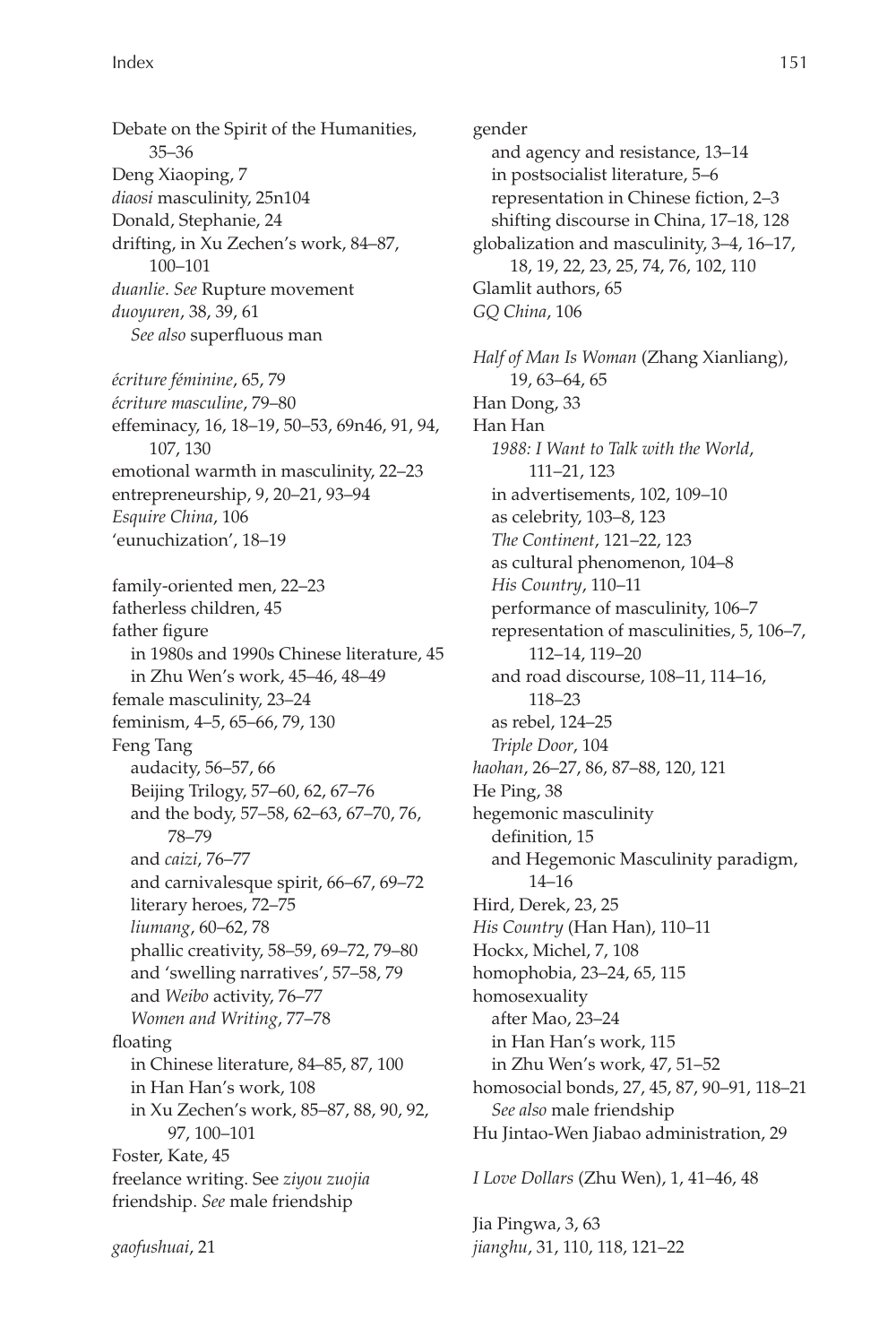Debate on the Spirit of the Humanities, 35–36
Deng Xiaoping, 7
*diaosi* masculinity, 25n104
Donald, Stephanie, 24
drifting, in Xu Zechen's work, 84–87, 100–101
*duanlie*. *See* Rupture movement
*duoyuren*, 38, 39, 61
  *See also* superfluous man

*écriture féminine*, 65, 79
*écriture masculine*, 79–80
effeminacy, 16, 18–19, 50–53, 69n46, 91, 94, 107, 130
emotional warmth in masculinity, 22–23
entrepreneurship, 9, 20–21, 93–94
*Esquire China*, 106
'eunuchization', 18–19

family-oriented men, 22–23
fatherless children, 45
father figure
  in 1980s and 1990s Chinese literature, 45
  in Zhu Wen's work, 45–46, 48–49
female masculinity, 23–24
feminism, 4–5, 65–66, 79, 130
Feng Tang
  audacity, 56–57, 66
  Beijing Trilogy, 57–60, 62, 67–76
  and the body, 57–58, 62–63, 67–70, 76, 78–79
  and *caizi*, 76–77
  and carnivalesque spirit, 66–67, 69–72
  literary heroes, 72–75
  *liumang*, 60–62, 78
  phallic creativity, 58–59, 69–72, 79–80
  and 'swelling narratives', 57–58, 79
  and *Weibo* activity, 76–77
  *Women and Writing*, 77–78
floating
  in Chinese literature, 84–85, 87, 100
  in Han Han's work, 108
  in Xu Zechen's work, 85–87, 88, 90, 92, 97, 100–101
Foster, Kate, 45
freelance writing. See *ziyou zuojia*
friendship. *See* male friendship

*gaofushuai*, 21

gender
  and agency and resistance, 13–14
  in postsocialist literature, 5–6
  representation in Chinese fiction, 2–3
  shifting discourse in China, 17–18, 128
globalization and masculinity, 3–4, 16–17, 18, 19, 22, 23, 25, 74, 76, 102, 110
Glamlit authors, 65
*GQ China*, 106

*Half of Man Is Woman* (Zhang Xianliang), 19, 63–64, 65
Han Dong, 33
Han Han
  *1988: I Want to Talk with the World*, 111–21, 123
  in advertisements, 102, 109–10
  as celebrity, 103–8, 123
  *The Continent*, 121–22, 123
  as cultural phenomenon, 104–8
  *His Country*, 110–11
  performance of masculinity, 106–7
  representation of masculinities, 5, 106–7, 112–14, 119–20
  and road discourse, 108–11, 114–16, 118–23
  as rebel, 124–25
  *Triple Door*, 104
*haohan*, 26–27, 86, 87–88, 120, 121
He Ping, 38
hegemonic masculinity
  definition, 15
  and Hegemonic Masculinity paradigm, 14–16
Hird, Derek, 23, 25
*His Country* (Han Han), 110–11
Hockx, Michel, 7, 108
homophobia, 23–24, 65, 115
homosexuality
  after Mao, 23–24
  in Han Han's work, 115
  in Zhu Wen's work, 47, 51–52
homosocial bonds, 27, 45, 87, 90–91, 118–21
  *See also* male friendship
Hu Jintao-Wen Jiabao administration, 29

*I Love Dollars* (Zhu Wen), 1, 41–46, 48

Jia Pingwa, 3, 63
*jianghu*, 31, 110, 118, 121–22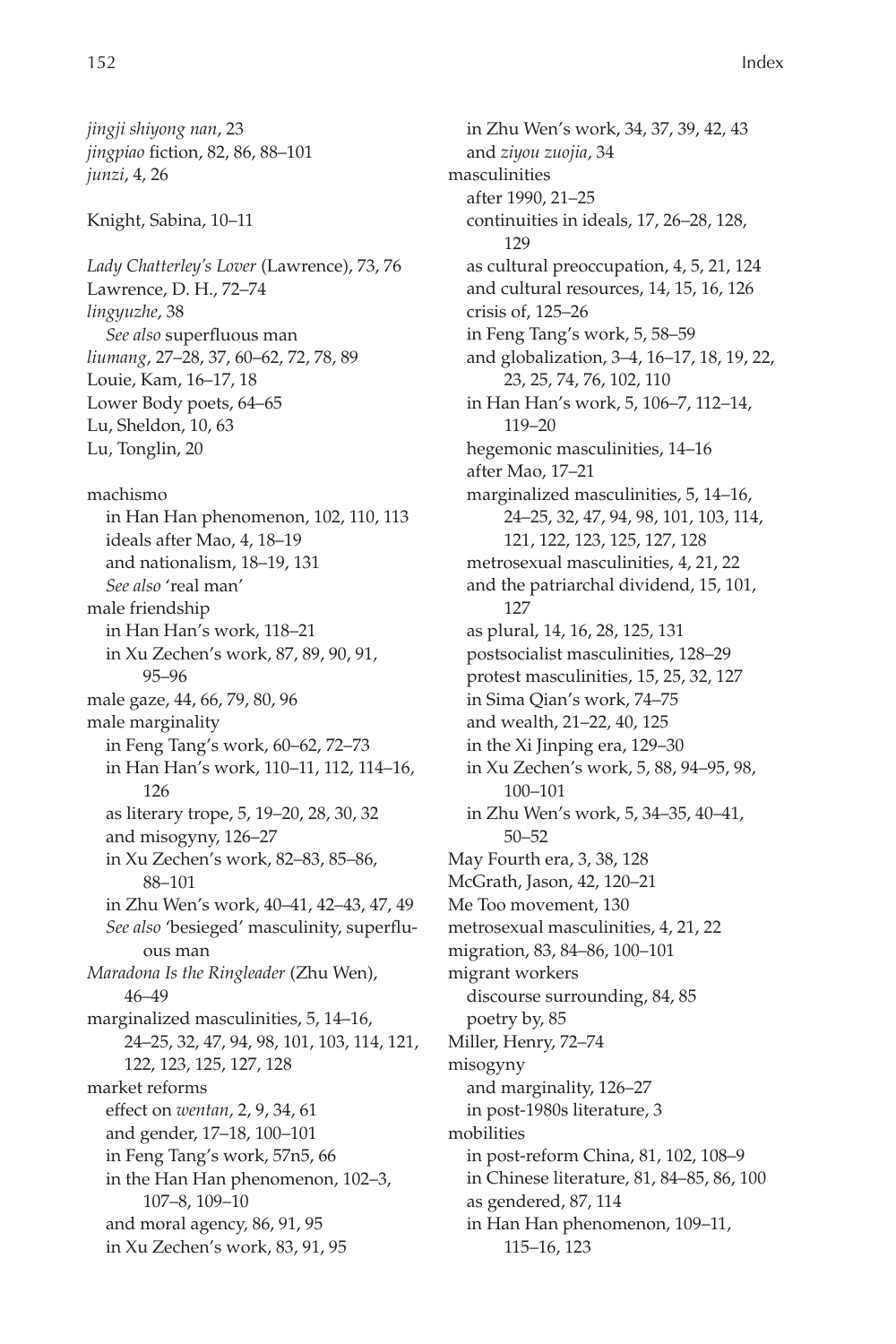*jingji shiyong nan*, 23
*jingpiao* fiction, 82, 86, 88–101
*junzi*, 4, 26

Knight, Sabina, 10–11

*Lady Chatterley's Lover* (Lawrence), 73, 76
Lawrence, D. H., 72–74
*lingyuzhe*, 38
  *See also* superfluous man
*liumang*, 27–28, 37, 60–62, 72, 78, 89
Louie, Kam, 16–17, 18
Lower Body poets, 64–65
Lu, Sheldon, 10, 63
Lu, Tonglin, 20

machismo
  in Han Han phenomenon, 102, 110, 113
  ideals after Mao, 4, 18–19
  and nationalism, 18–19, 131
  *See also* 'real man'
male friendship
  in Han Han's work, 118–21
  in Xu Zechen's work, 87, 89, 90, 91, 95–96
male gaze, 44, 66, 79, 80, 96
male marginality
  in Feng Tang's work, 60–62, 72–73
  in Han Han's work, 110–11, 112, 114–16, 126
  as literary trope, 5, 19–20, 28, 30, 32
  and misogyny, 126–27
  in Xu Zechen's work, 82–83, 85–86, 88–101
  in Zhu Wen's work, 40–41, 42–43, 47, 49
  *See also* 'besieged' masculinity, superfluous man
*Maradona Is the Ringleader* (Zhu Wen), 46–49
marginalized masculinities, 5, 14–16, 24–25, 32, 47, 94, 98, 101, 103, 114, 121, 122, 123, 125, 127, 128
market reforms
  effect on *wentan*, 2, 9, 34, 61
  and gender, 17–18, 100–101
  in Feng Tang's work, 57n5, 66
  in the Han Han phenomenon, 102–3, 107–8, 109–10
  and moral agency, 86, 91, 95
  in Xu Zechen's work, 83, 91, 95
  in Zhu Wen's work, 34, 37, 39, 42, 43
  and *ziyou zuojia*, 34
masculinities
  after 1990, 21–25
  continuities in ideals, 17, 26–28, 128, 129
  as cultural preoccupation, 4, 5, 21, 124
  and cultural resources, 14, 15, 16, 126
  crisis of, 125–26
  in Feng Tang's work, 5, 58–59
  and globalization, 3–4, 16–17, 18, 19, 22, 23, 25, 74, 76, 102, 110
  in Han Han's work, 5, 106–7, 112–14, 119–20
  hegemonic masculinities, 14–16
  after Mao, 17–21
  marginalized masculinities, 5, 14–16, 24–25, 32, 47, 94, 98, 101, 103, 114, 121, 122, 123, 125, 127, 128
  metrosexual masculinities, 4, 21, 22
  and the patriarchal dividend, 15, 101, 127
  as plural, 14, 16, 28, 125, 131
  postsocialist masculinities, 128–29
  protest masculinities, 15, 25, 32, 127
  in Sima Qian's work, 74–75
  and wealth, 21–22, 40, 125
  in the Xi Jinping era, 129–30
  in Xu Zechen's work, 5, 88, 94–95, 98, 100–101
  in Zhu Wen's work, 5, 34–35, 40–41, 50–52
May Fourth era, 3, 38, 128
McGrath, Jason, 42, 120–21
Me Too movement, 130
metrosexual masculinities, 4, 21, 22
migration, 83, 84–86, 100–101
migrant workers
  discourse surrounding, 84, 85
  poetry by, 85
Miller, Henry, 72–74
misogyny
  and marginality, 126–27
  in post-1980s literature, 3
mobilities
  in post-reform China, 81, 102, 108–9
  in Chinese literature, 81, 84–85, 86, 100
  as gendered, 87, 114
  in Han Han phenomenon, 109–11, 115–16, 123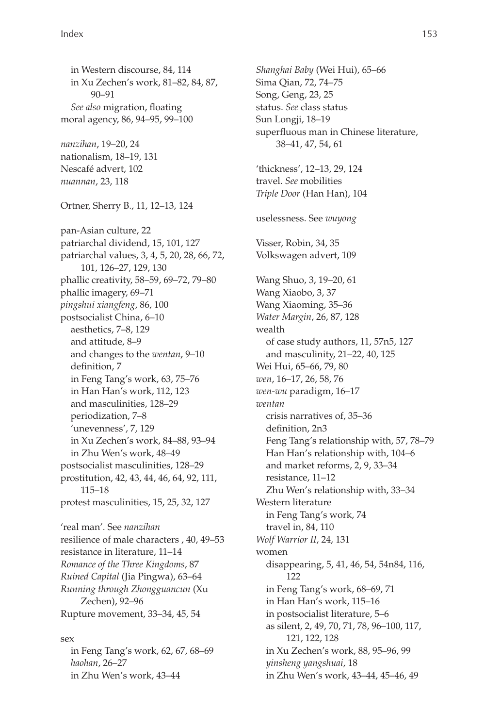in Western discourse, 84, 114
in Xu Zechen's work, 81–82, 84, 87, 90–91
*See also* migration, floating
moral agency, 86, 94–95, 99–100

*nanzihan*, 19–20, 24
nationalism, 18–19, 131
Nescafé advert, 102
*nuannan*, 23, 118

Ortner, Sherry B., 11, 12–13, 124

pan-Asian culture, 22
patriarchal dividend, 15, 101, 127
patriarchal values, 3, 4, 5, 20, 28, 66, 72, 101, 126–27, 129, 130
phallic creativity, 58–59, 69–72, 79–80
phallic imagery, 69–71
*pingshui xiangfeng*, 86, 100
postsocialist China, 6–10
aesthetics, 7–8, 129
and attitude, 8–9
and changes to the *wentan*, 9–10
definition, 7
in Feng Tang's work, 63, 75–76
in Han Han's work, 112, 123
and masculinities, 128–29
periodization, 7–8
'unevenness', 7, 129
in Xu Zechen's work, 84–88, 93–94
in Zhu Wen's work, 48–49
postsocialist masculinities, 128–29
prostitution, 42, 43, 44, 46, 64, 92, 111, 115–18
protest masculinities, 15, 25, 32, 127

'real man'. See *nanzihan*
resilience of male characters , 40, 49–53
resistance in literature, 11–14
*Romance of the Three Kingdoms*, 87
*Ruined Capital* (Jia Pingwa), 63–64
*Running through Zhongguancun* (Xu Zechen), 92–96
Rupture movement, 33–34, 45, 54

sex
in Feng Tang's work, 62, 67, 68–69
*haohan*, 26–27
in Zhu Wen's work, 43–44

*Shanghai Baby* (Wei Hui), 65–66
Sima Qian, 72, 74–75
Song, Geng, 23, 25
status. *See* class status
Sun Longji, 18–19
superfluous man in Chinese literature, 38–41, 47, 54, 61

'thickness', 12–13, 29, 124
travel. *See* mobilities
*Triple Door* (Han Han), 104

uselessness. See *wuyong*

Visser, Robin, 34, 35
Volkswagen advert, 109

Wang Shuo, 3, 19–20, 61
Wang Xiaobo, 3, 37
Wang Xiaoming, 35–36
*Water Margin*, 26, 87, 128
wealth
of case study authors, 11, 57n5, 127
and masculinity, 21–22, 40, 125
Wei Hui, 65–66, 79, 80
*wen*, 16–17, 26, 58, 76
*wen-wu* paradigm, 16–17
*wentan*
crisis narratives of, 35–36
definition, 2n3
Feng Tang's relationship with, 57, 78–79
Han Han's relationship with, 104–6
and market reforms, 2, 9, 33–34
resistance, 11–12
Zhu Wen's relationship with, 33–34
Western literature
in Feng Tang's work, 74
travel in, 84, 110
*Wolf Warrior II*, 24, 131
women
disappearing, 5, 41, 46, 54, 54n84, 116, 122
in Feng Tang's work, 68–69, 71
in Han Han's work, 115–16
in postsocialist literature, 5–6
as silent, 2, 49, 70, 71, 78, 96–100, 117, 121, 122, 128
in Xu Zechen's work, 88, 95–96, 99
*yinsheng yangshuai*, 18
in Zhu Wen's work, 43–44, 45–46, 49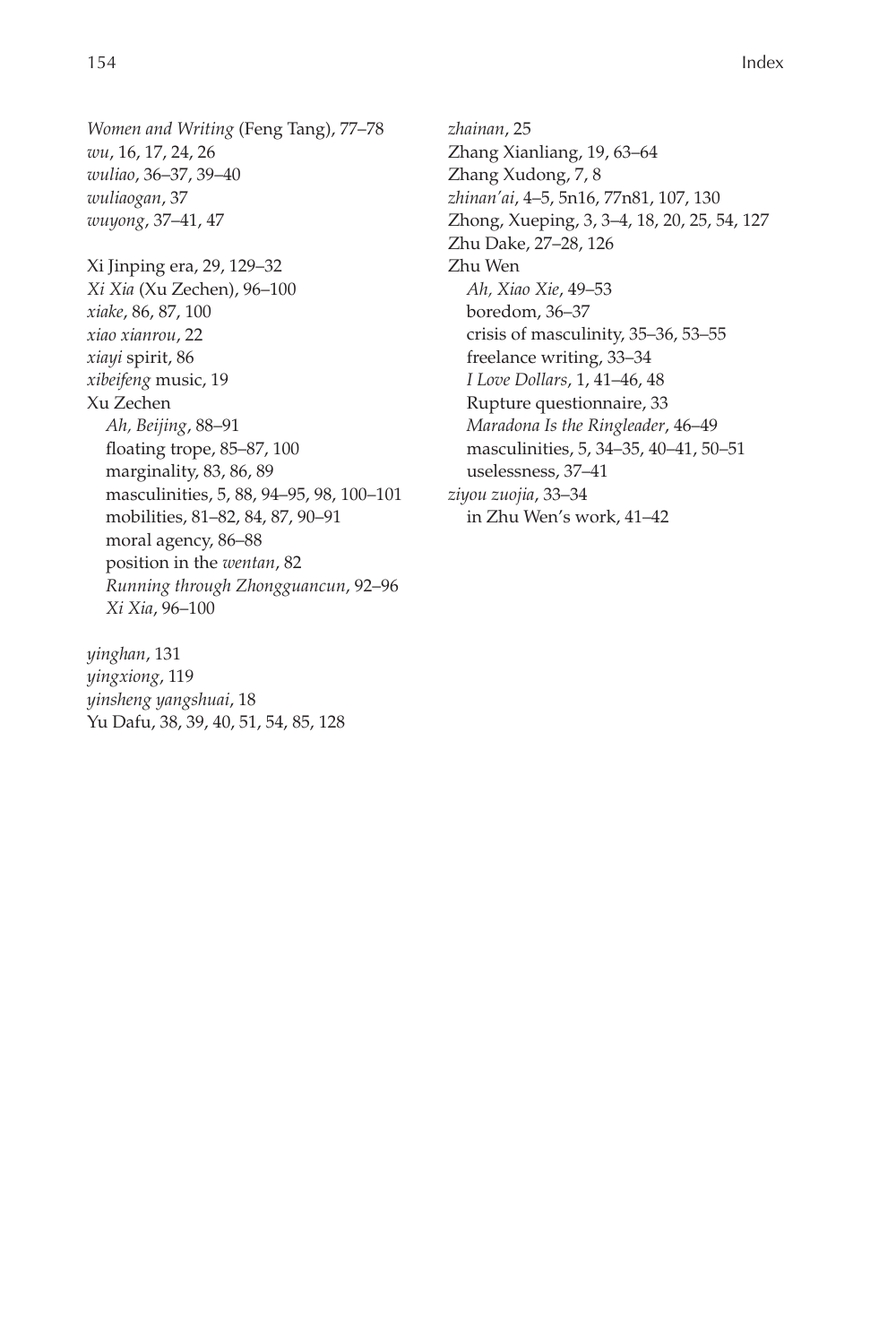*Women and Writing* (Feng Tang), 77–78
*wu*, 16, 17, 24, 26
*wuliao*, 36–37, 39–40
*wuliaogan*, 37
*wuyong*, 37–41, 47

Xi Jinping era, 29, 129–32
*Xi Xia* (Xu Zechen), 96–100
*xiake*, 86, 87, 100
*xiao xianrou*, 22
*xiayi* spirit, 86
*xibeifeng* music, 19
Xu Zechen
- *Ah, Beijing*, 88–91
- floating trope, 85–87, 100
- marginality, 83, 86, 89
- masculinities, 5, 88, 94–95, 98, 100–101
- mobilities, 81–82, 84, 87, 90–91
- moral agency, 86–88
- position in the *wentan*, 82
- *Running through Zhongguancun*, 92–96
- *Xi Xia*, 96–100

*yinghan*, 131
*yingxiong*, 119
*yinsheng yangshuai*, 18
Yu Dafu, 38, 39, 40, 51, 54, 85, 128

*zhainan*, 25
Zhang Xianliang, 19, 63–64
Zhang Xudong, 7, 8
*zhinan'ai*, 4–5, 5n16, 77n81, 107, 130
Zhong, Xueping, 3, 3–4, 18, 20, 25, 54, 127
Zhu Dake, 27–28, 126
Zhu Wen
- *Ah, Xiao Xie*, 49–53
- boredom, 36–37
- crisis of masculinity, 35–36, 53–55
- freelance writing, 33–34
- *I Love Dollars*, 1, 41–46, 48
- Rupture questionnaire, 33
- *Maradona Is the Ringleader*, 46–49
- masculinities, 5, 34–35, 40–41, 50–51
- uselessness, 37–41

*ziyou zuojia*, 33–34
- in Zhu Wen's work, 41–42